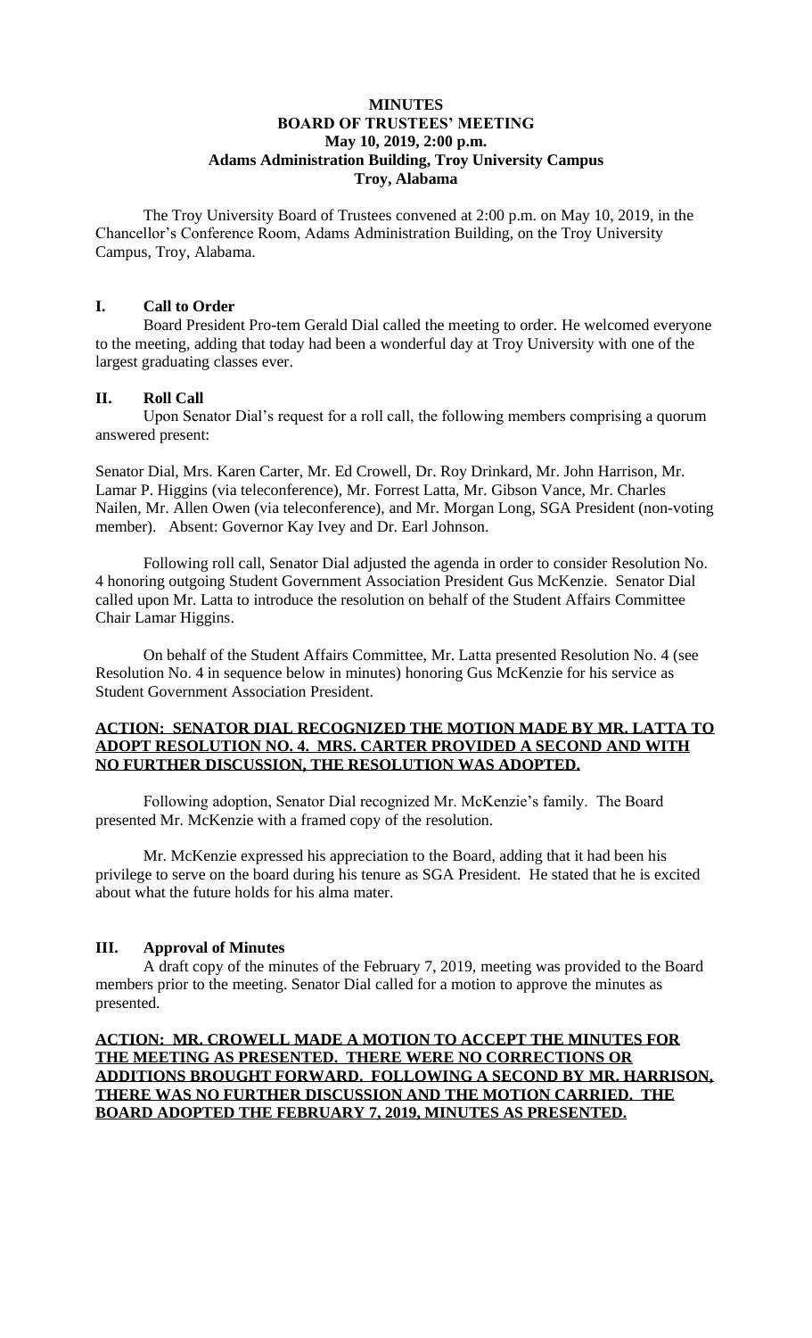# MINUTES
## BOARD OF TRUSTEES' MEETING
### May 10, 2019, 2:00 p.m.
### Adams Administration Building, Troy University Campus
### Troy, Alabama

The Troy University Board of Trustees convened at 2:00 p.m. on May 10, 2019, in the Chancellor's Conference Room, Adams Administration Building, on the Troy University Campus, Troy, Alabama.

## I. Call to Order

Board President Pro-tem Gerald Dial called the meeting to order. He welcomed everyone to the meeting, adding that today had been a wonderful day at Troy University with one of the largest graduating classes ever.

## II. Roll Call

Upon Senator Dial's request for a roll call, the following members comprising a quorum answered present:

Senator Dial, Mrs. Karen Carter, Mr. Ed Crowell, Dr. Roy Drinkard, Mr. John Harrison, Mr. Lamar P. Higgins (via teleconference), Mr. Forrest Latta, Mr. Gibson Vance, Mr. Charles Nailen, Mr. Allen Owen (via teleconference), and Mr. Morgan Long, SGA President (non-voting member). Absent: Governor Kay Ivey and Dr. Earl Johnson.

Following roll call, Senator Dial adjusted the agenda in order to consider Resolution No. 4 honoring outgoing Student Government Association President Gus McKenzie. Senator Dial called upon Mr. Latta to introduce the resolution on behalf of the Student Affairs Committee Chair Lamar Higgins.

On behalf of the Student Affairs Committee, Mr. Latta presented Resolution No. 4 (see Resolution No. 4 in sequence below in minutes) honoring Gus McKenzie for his service as Student Government Association President.

**ACTION: SENATOR DIAL RECOGNIZED THE MOTION MADE BY MR. LATTA TO ADOPT RESOLUTION NO. 4. MRS. CARTER PROVIDED A SECOND AND WITH NO FURTHER DISCUSSION, THE RESOLUTION WAS ADOPTED.**

Following adoption, Senator Dial recognized Mr. McKenzie's family. The Board presented Mr. McKenzie with a framed copy of the resolution.

Mr. McKenzie expressed his appreciation to the Board, adding that it had been his privilege to serve on the board during his tenure as SGA President. He stated that he is excited about what the future holds for his alma mater.

## III. Approval of Minutes

A draft copy of the minutes of the February 7, 2019, meeting was provided to the Board members prior to the meeting. Senator Dial called for a motion to approve the minutes as presented.

**ACTION: MR. CROWELL MADE A MOTION TO ACCEPT THE MINUTES FOR THE MEETING AS PRESENTED. THERE WERE NO CORRECTIONS OR ADDITIONS BROUGHT FORWARD. FOLLOWING A SECOND BY MR. HARRISON, THERE WAS NO FURTHER DISCUSSION AND THE MOTION CARRIED. THE BOARD ADOPTED THE FEBRUARY 7, 2019, MINUTES AS PRESENTED.**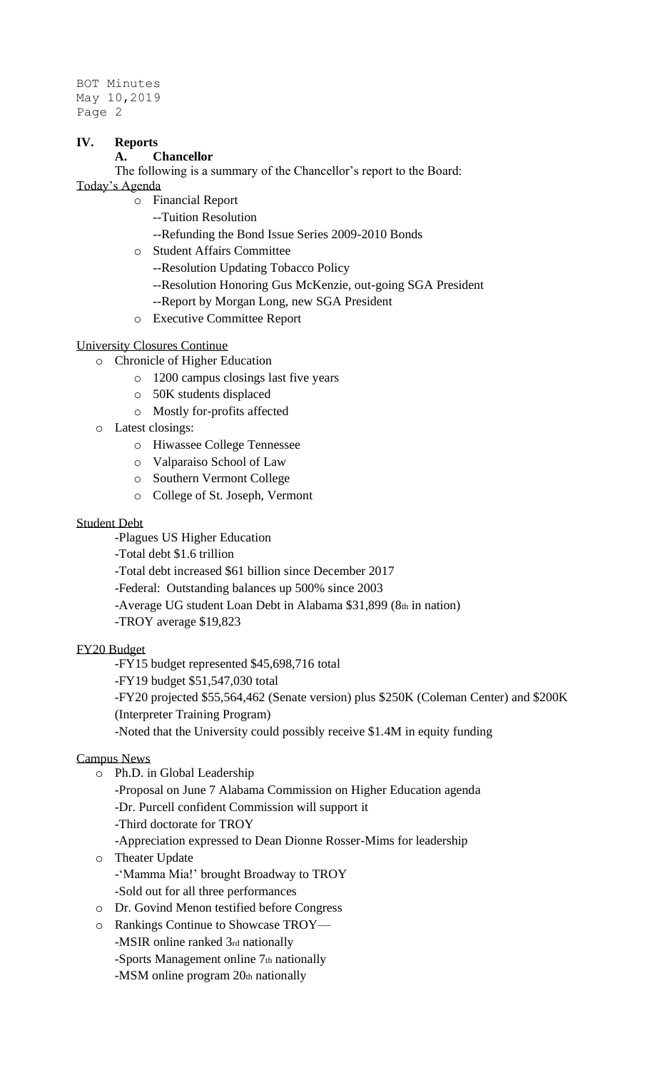## IV. Reports

### A. Chancellor

The following is a summary of the Chancellor's report to the Board:

Today's Agenda

- Financial Report
  - --Tuition Resolution
  - --Refunding the Bond Issue Series 2009-2010 Bonds
- Student Affairs Committee
  - --Resolution Updating Tobacco Policy
  - --Resolution Honoring Gus McKenzie, out-going SGA President
  - --Report by Morgan Long, new SGA President
- Executive Committee Report

University Closures Continue

- Chronicle of Higher Education
  - 1200 campus closings last five years
  - 50K students displaced
  - Mostly for-profits affected
- Latest closings:
  - Hiwassee College Tennessee
  - Valparaiso School of Law
  - Southern Vermont College
  - College of St. Joseph, Vermont

Student Debt

-Plagues US Higher Education

-Total debt $1.6 trillion

-Total debt increased $61 billion since December 2017

-Federal: Outstanding balances up 500% since 2003

-Average UG student Loan Debt in Alabama $31,899 (8th in nation)

-TROY average $19,823

FY20 Budget

-FY15 budget represented $45,698,716 total

-FY19 budget $51,547,030 total

-FY20 projected $55,564,462 (Senate version) plus $250K (Coleman Center) and $200K (Interpreter Training Program)

-Noted that the University could possibly receive $1.4M in equity funding

Campus News

- Ph.D. in Global Leadership
  - -Proposal on June 7 Alabama Commission on Higher Education agenda
  - -Dr. Purcell confident Commission will support it
  - -Third doctorate for TROY
  - -Appreciation expressed to Dean Dionne Rosser-Mims for leadership
- Theater Update
  - -'Mamma Mia!' brought Broadway to TROY
  - -Sold out for all three performances
- Dr. Govind Menon testified before Congress
- Rankings Continue to Showcase TROY—
  - -MSIR online ranked 3rd nationally
  - -Sports Management online 7th nationally
  - -MSM online program 20th nationally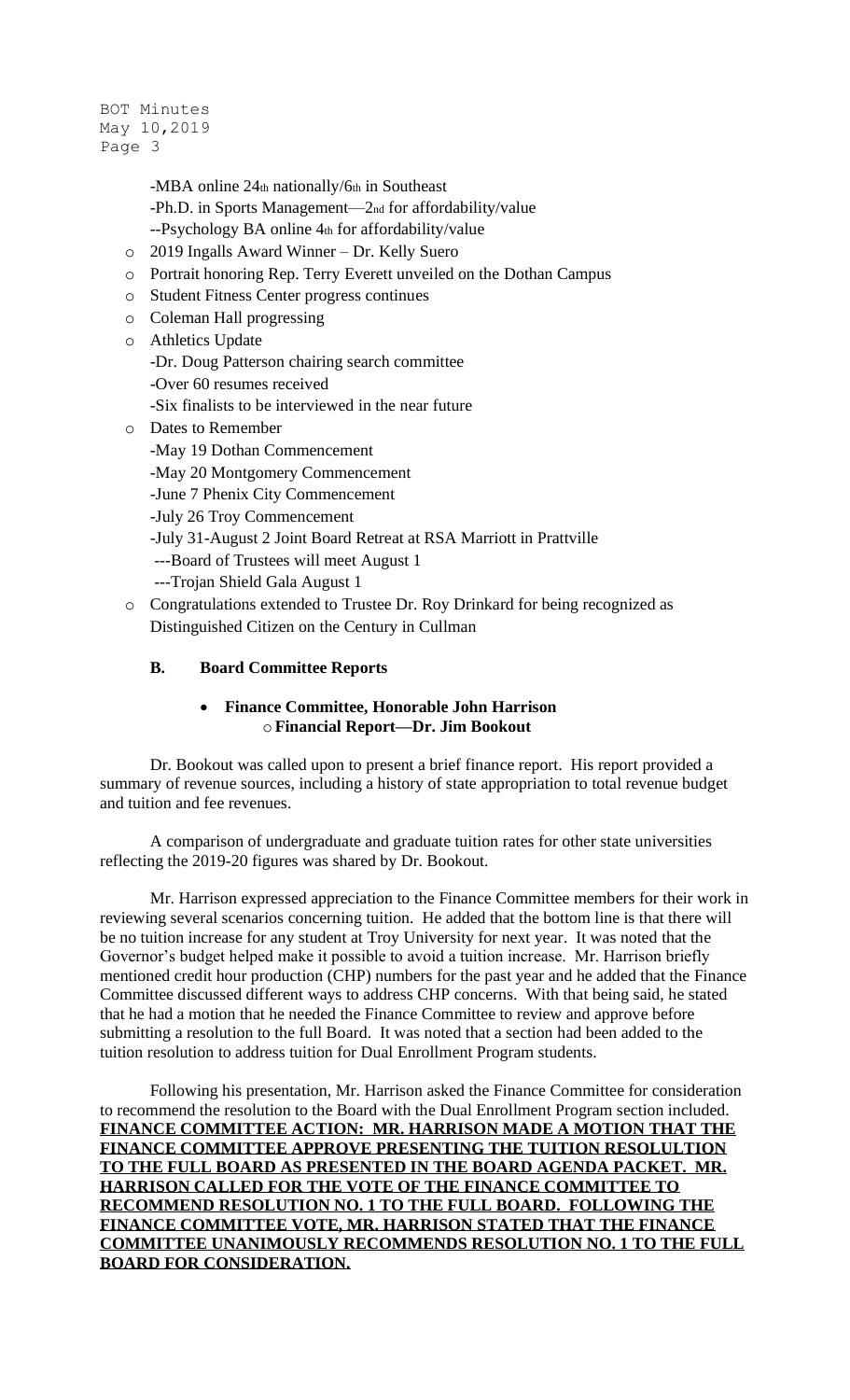- -MBA online 24th nationally/6th in Southeast
  - -Ph.D. in Sports Management—2nd for affordability/value
  - --Psychology BA online 4th for affordability/value
- 2019 Ingalls Award Winner – Dr. Kelly Suero
- Portrait honoring Rep. Terry Everett unveiled on the Dothan Campus
- Student Fitness Center progress continues
- Coleman Hall progressing
- Athletics Update
  - -Dr. Doug Patterson chairing search committee
  - -Over 60 resumes received
  - -Six finalists to be interviewed in the near future
- Dates to Remember
  - -May 19 Dothan Commencement
  - -May 20 Montgomery Commencement
  - -June 7 Phenix City Commencement
  - -July 26 Troy Commencement
  - -July 31-August 2 Joint Board Retreat at RSA Marriott in Prattville
  - ---Board of Trustees will meet August 1
  - ---Trojan Shield Gala August 1
- Congratulations extended to Trustee Dr. Roy Drinkard for being recognized as Distinguished Citizen on the Century in Cullman

### B. Board Committee Reports

- **Finance Committee, Honorable John Harrison**
  - **Financial Report—Dr. Jim Bookout**

Dr. Bookout was called upon to present a brief finance report. His report provided a summary of revenue sources, including a history of state appropriation to total revenue budget and tuition and fee revenues.

A comparison of undergraduate and graduate tuition rates for other state universities reflecting the 2019-20 figures was shared by Dr. Bookout.

Mr. Harrison expressed appreciation to the Finance Committee members for their work in reviewing several scenarios concerning tuition. He added that the bottom line is that there will be no tuition increase for any student at Troy University for next year. It was noted that the Governor's budget helped make it possible to avoid a tuition increase. Mr. Harrison briefly mentioned credit hour production (CHP) numbers for the past year and he added that the Finance Committee discussed different ways to address CHP concerns. With that being said, he stated that he had a motion that he needed the Finance Committee to review and approve before submitting a resolution to the full Board. It was noted that a section had been added to the tuition resolution to address tuition for Dual Enrollment Program students.

Following his presentation, Mr. Harrison asked the Finance Committee for consideration to recommend the resolution to the Board with the Dual Enrollment Program section included. **FINANCE COMMITTEE ACTION: MR. HARRISON MADE A MOTION THAT THE FINANCE COMMITTEE APPROVE PRESENTING THE TUITION RESOLULTION TO THE FULL BOARD AS PRESENTED IN THE BOARD AGENDA PACKET. MR. HARRISON CALLED FOR THE VOTE OF THE FINANCE COMMITTEE TO RECOMMEND RESOLUTION NO. 1 TO THE FULL BOARD. FOLLOWING THE FINANCE COMMITTEE VOTE, MR. HARRISON STATED THAT THE FINANCE COMMITTEE UNANIMOUSLY RECOMMENDS RESOLUTION NO. 1 TO THE FULL BOARD FOR CONSIDERATION.**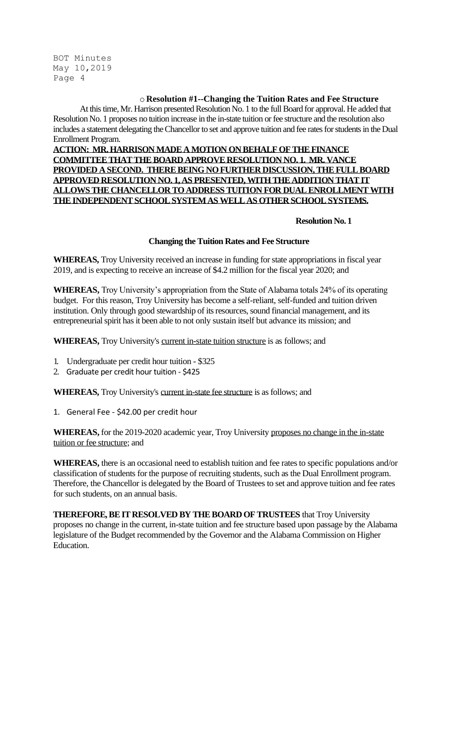- **Resolution #1--Changing the Tuition Rates and Fee Structure**

At this time, Mr. Harrison presented Resolution No. 1 to the full Board for approval. He added that Resolution No. 1 proposes no tuition increase in the in-state tuition or fee structure and the resolution also includes a statement delegating the Chancellor to set and approve tuition and fee rates for students in the Dual Enrollment Program.

**ACTION: MR. HARRISON MADE A MOTION ON BEHALF OF THE FINANCE COMMITTEE THAT THE BOARD APPROVE RESOLUTION NO. 1. MR. VANCE PROVIDED A SECOND. THERE BEING NO FURTHER DISCUSSION, THE FULL BOARD APPROVED RESOLUTION NO. 1, AS PRESENTED, WITH THE ADDITION THAT IT ALLOWS THE CHANCELLOR TO ADDRESS TUITION FOR DUAL ENROLLMENT WITH THE INDEPENDENT SCHOOL SYSTEM AS WELL AS OTHER SCHOOL SYSTEMS.**

**Resolution No. 1**

**Changing the Tuition Rates and Fee Structure**

**WHEREAS,** Troy University received an increase in funding for state appropriations in fiscal year 2019, and is expecting to receive an increase of $4.2 million for the fiscal year 2020; and

**WHEREAS,** Troy University's appropriation from the State of Alabama totals 24% of its operating budget. For this reason, Troy University has become a self-reliant, self-funded and tuition driven institution. Only through good stewardship of its resources, sound financial management, and its entrepreneurial spirit has it been able to not only sustain itself but advance its mission; and

**WHEREAS,** Troy University's current in-state tuition structure is as follows; and

1. Undergraduate per credit hour tuition - $325
2. Graduate per credit hour tuition - $425

**WHEREAS,** Troy University's current in-state fee structure is as follows; and

1. General Fee - $42.00 per credit hour

**WHEREAS,** for the 2019-2020 academic year, Troy University proposes no change in the in-state tuition or fee structure; and

**WHEREAS,** there is an occasional need to establish tuition and fee rates to specific populations and/or classification of students for the purpose of recruiting students, such as the Dual Enrollment program. Therefore, the Chancellor is delegated by the Board of Trustees to set and approve tuition and fee rates for such students, on an annual basis.

**THEREFORE, BE IT RESOLVED BY THE BOARD OF TRUSTEES** that Troy University proposes no change in the current, in-state tuition and fee structure based upon passage by the Alabama legislature of the Budget recommended by the Governor and the Alabama Commission on Higher Education.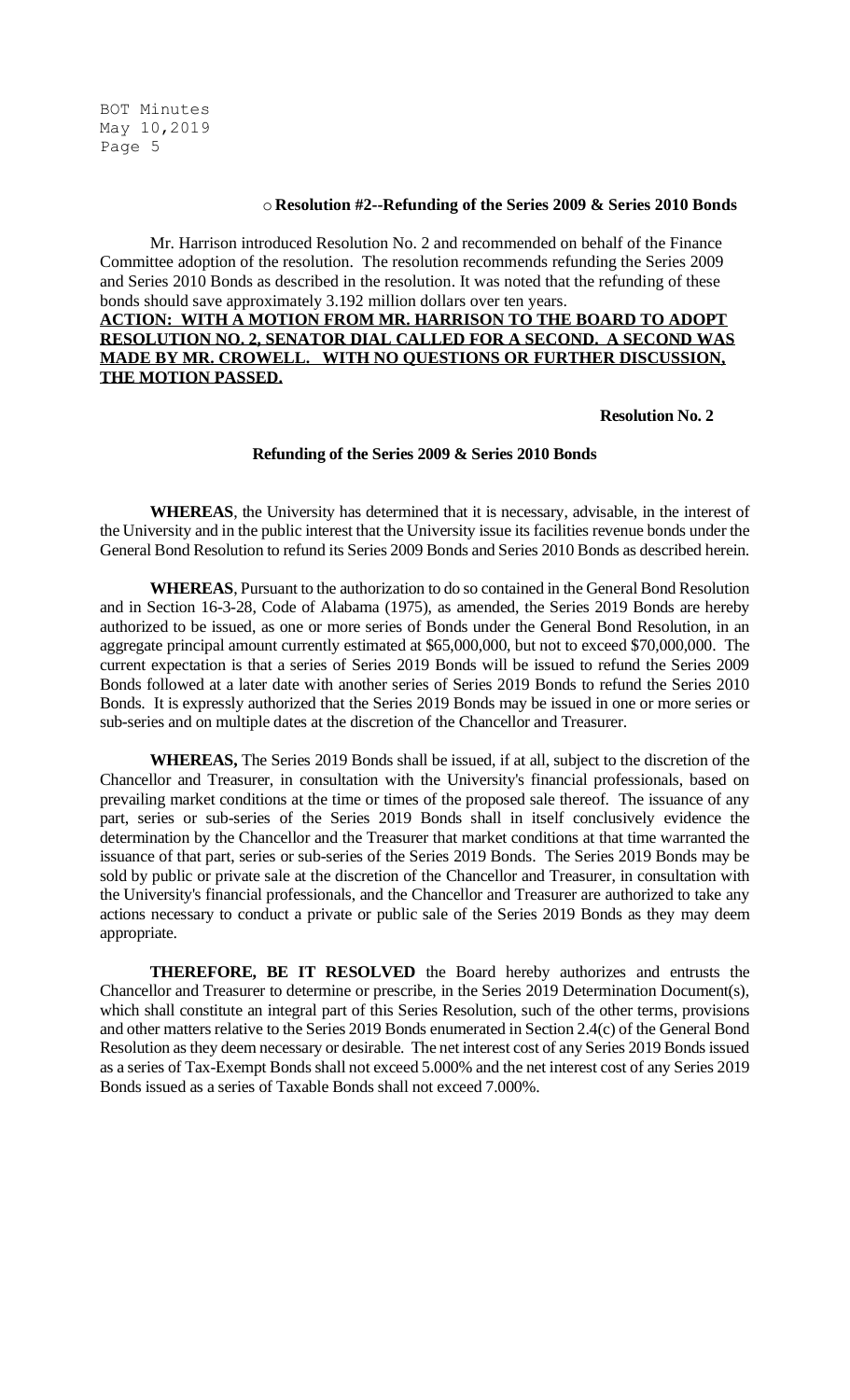- **Resolution #2--Refunding of the Series 2009 & Series 2010 Bonds**

Mr. Harrison introduced Resolution No. 2 and recommended on behalf of the Finance Committee adoption of the resolution. The resolution recommends refunding the Series 2009 and Series 2010 Bonds as described in the resolution. It was noted that the refunding of these bonds should save approximately 3.192 million dollars over ten years.

**ACTION: WITH A MOTION FROM MR. HARRISON TO THE BOARD TO ADOPT RESOLUTION NO. 2, SENATOR DIAL CALLED FOR A SECOND. A SECOND WAS MADE BY MR. CROWELL. WITH NO QUESTIONS OR FURTHER DISCUSSION, THE MOTION PASSED.**

**Resolution No. 2**

**Refunding of the Series 2009 & Series 2010 Bonds**

**WHEREAS**, the University has determined that it is necessary, advisable, in the interest of the University and in the public interest that the University issue its facilities revenue bonds under the General Bond Resolution to refund its Series 2009 Bonds and Series 2010 Bonds as described herein.

**WHEREAS**, Pursuant to the authorization to do so contained in the General Bond Resolution and in Section 16-3-28, Code of Alabama (1975), as amended, the Series 2019 Bonds are hereby authorized to be issued, as one or more series of Bonds under the General Bond Resolution, in an aggregate principal amount currently estimated at $65,000,000, but not to exceed $70,000,000. The current expectation is that a series of Series 2019 Bonds will be issued to refund the Series 2009 Bonds followed at a later date with another series of Series 2019 Bonds to refund the Series 2010 Bonds. It is expressly authorized that the Series 2019 Bonds may be issued in one or more series or sub-series and on multiple dates at the discretion of the Chancellor and Treasurer.

**WHEREAS,** The Series 2019 Bonds shall be issued, if at all, subject to the discretion of the Chancellor and Treasurer, in consultation with the University's financial professionals, based on prevailing market conditions at the time or times of the proposed sale thereof. The issuance of any part, series or sub-series of the Series 2019 Bonds shall in itself conclusively evidence the determination by the Chancellor and the Treasurer that market conditions at that time warranted the issuance of that part, series or sub-series of the Series 2019 Bonds. The Series 2019 Bonds may be sold by public or private sale at the discretion of the Chancellor and Treasurer, in consultation with the University's financial professionals, and the Chancellor and Treasurer are authorized to take any actions necessary to conduct a private or public sale of the Series 2019 Bonds as they may deem appropriate.

**THEREFORE, BE IT RESOLVED** the Board hereby authorizes and entrusts the Chancellor and Treasurer to determine or prescribe, in the Series 2019 Determination Document(s), which shall constitute an integral part of this Series Resolution, such of the other terms, provisions and other matters relative to the Series 2019 Bonds enumerated in Section 2.4(c) of the General Bond Resolution as they deem necessary or desirable. The net interest cost of any Series 2019 Bonds issued as a series of Tax-Exempt Bonds shall not exceed 5.000% and the net interest cost of any Series 2019 Bonds issued as a series of Taxable Bonds shall not exceed 7.000%.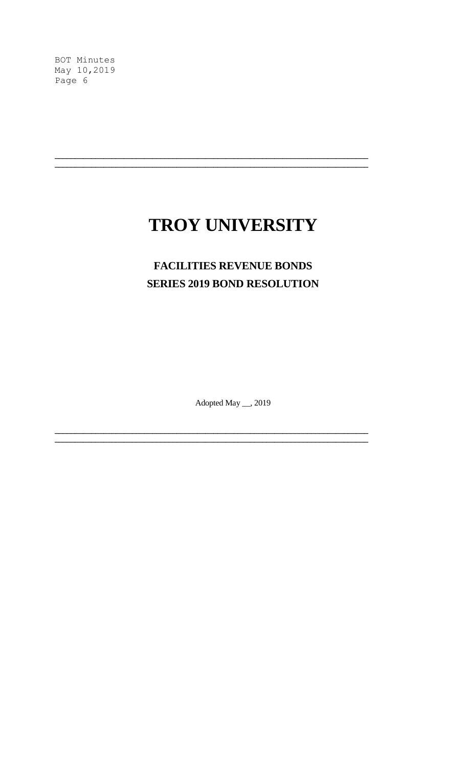# TROY UNIVERSITY

## FACILITIES REVENUE BONDS
## SERIES 2019 BOND RESOLUTION

Adopted May __, 2019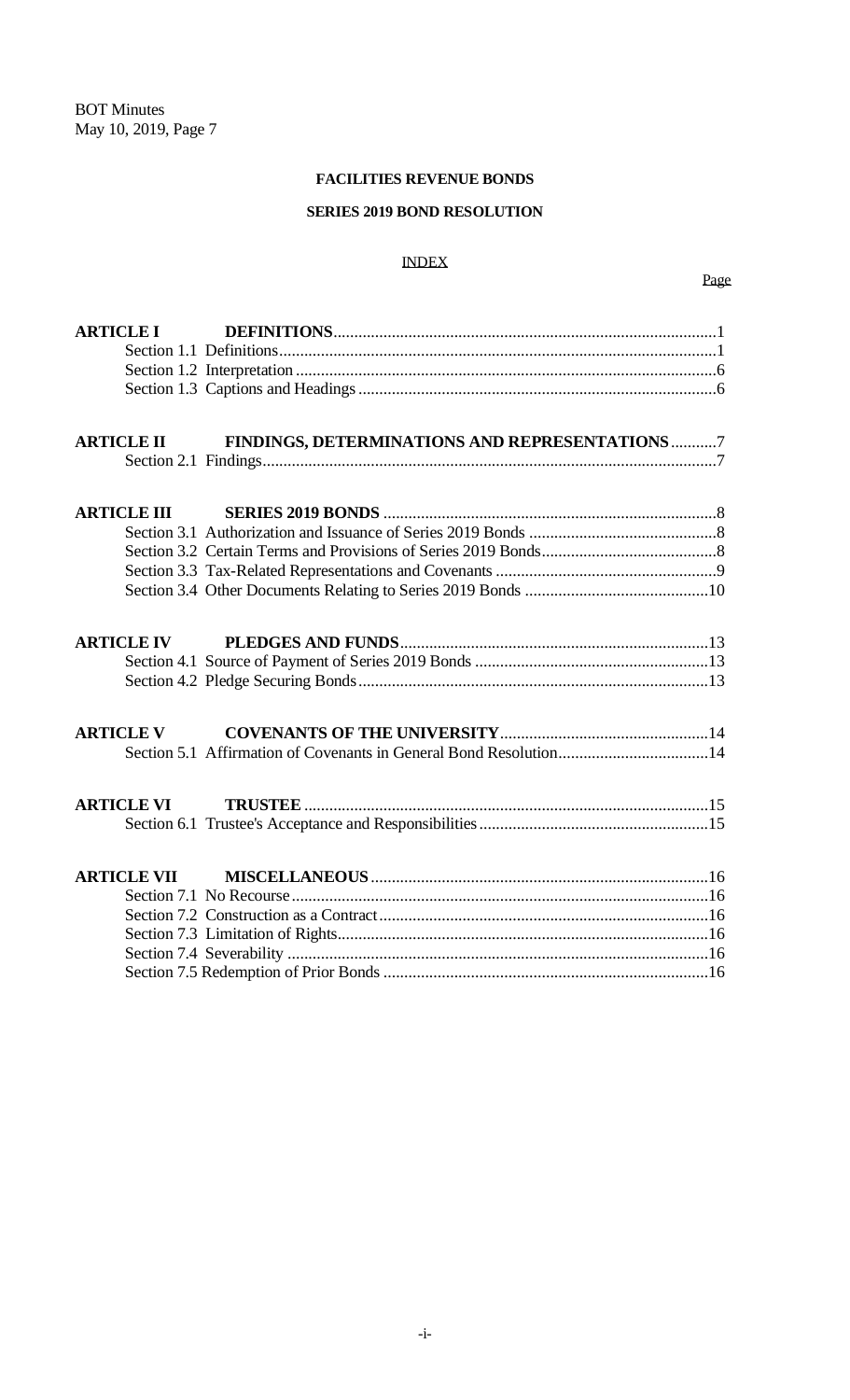**FACILITIES REVENUE BONDS**

**SERIES 2019 BOND RESOLUTION**

INDEX

| | | Page |
|---|---|---|
| **ARTICLE I** | **DEFINITIONS** | 1 |
| | Section 1.1 Definitions | 1 |
| | Section 1.2 Interpretation | 6 |
| | Section 1.3 Captions and Headings | 6 |
| **ARTICLE II** | **FINDINGS, DETERMINATIONS AND REPRESENTATIONS** | 7 |
| | Section 2.1 Findings | 7 |
| **ARTICLE III** | **SERIES 2019 BONDS** | 8 |
| | Section 3.1 Authorization and Issuance of Series 2019 Bonds | 8 |
| | Section 3.2 Certain Terms and Provisions of Series 2019 Bonds | 8 |
| | Section 3.3 Tax-Related Representations and Covenants | 9 |
| | Section 3.4 Other Documents Relating to Series 2019 Bonds | 10 |
| **ARTICLE IV** | **PLEDGES AND FUNDS** | 13 |
| | Section 4.1 Source of Payment of Series 2019 Bonds | 13 |
| | Section 4.2 Pledge Securing Bonds | 13 |
| **ARTICLE V** | **COVENANTS OF THE UNIVERSITY** | 14 |
| | Section 5.1 Affirmation of Covenants in General Bond Resolution | 14 |
| **ARTICLE VI** | **TRUSTEE** | 15 |
| | Section 6.1 Trustee's Acceptance and Responsibilities | 15 |
| **ARTICLE VII** | **MISCELLANEOUS** | 16 |
| | Section 7.1 No Recourse | 16 |
| | Section 7.2 Construction as a Contract | 16 |
| | Section 7.3 Limitation of Rights | 16 |
| | Section 7.4 Severability | 16 |
| | Section 7.5 Redemption of Prior Bonds | 16 |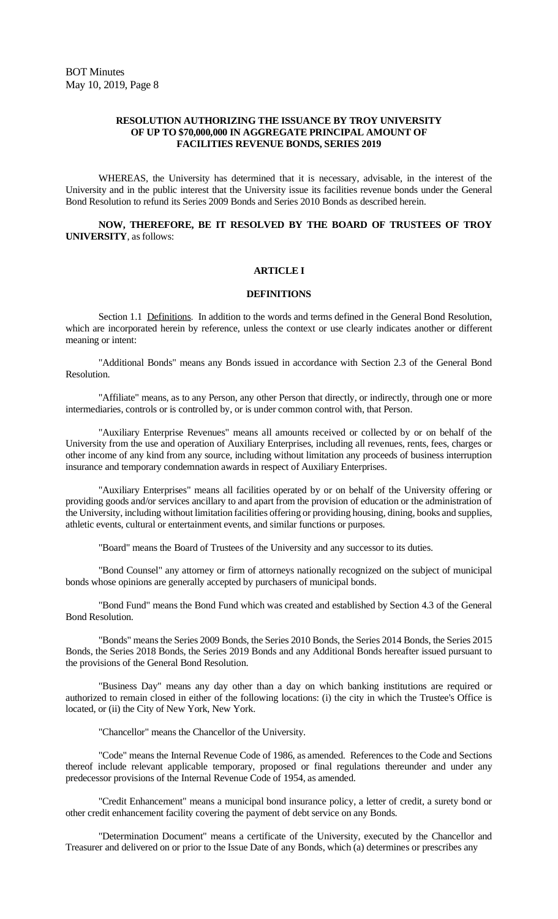**RESOLUTION AUTHORIZING THE ISSUANCE BY TROY UNIVERSITY OF UP TO $70,000,000 IN AGGREGATE PRINCIPAL AMOUNT OF FACILITIES REVENUE BONDS, SERIES 2019**

WHEREAS, the University has determined that it is necessary, advisable, in the interest of the University and in the public interest that the University issue its facilities revenue bonds under the General Bond Resolution to refund its Series 2009 Bonds and Series 2010 Bonds as described herein.

**NOW, THEREFORE, BE IT RESOLVED BY THE BOARD OF TRUSTEES OF TROY UNIVERSITY**, as follows:

## ARTICLE I

## DEFINITIONS

Section 1.1 Definitions. In addition to the words and terms defined in the General Bond Resolution, which are incorporated herein by reference, unless the context or use clearly indicates another or different meaning or intent:

"Additional Bonds" means any Bonds issued in accordance with Section 2.3 of the General Bond Resolution.

"Affiliate" means, as to any Person, any other Person that directly, or indirectly, through one or more intermediaries, controls or is controlled by, or is under common control with, that Person.

"Auxiliary Enterprise Revenues" means all amounts received or collected by or on behalf of the University from the use and operation of Auxiliary Enterprises, including all revenues, rents, fees, charges or other income of any kind from any source, including without limitation any proceeds of business interruption insurance and temporary condemnation awards in respect of Auxiliary Enterprises.

"Auxiliary Enterprises" means all facilities operated by or on behalf of the University offering or providing goods and/or services ancillary to and apart from the provision of education or the administration of the University, including without limitation facilities offering or providing housing, dining, books and supplies, athletic events, cultural or entertainment events, and similar functions or purposes.

"Board" means the Board of Trustees of the University and any successor to its duties.

"Bond Counsel" any attorney or firm of attorneys nationally recognized on the subject of municipal bonds whose opinions are generally accepted by purchasers of municipal bonds.

"Bond Fund" means the Bond Fund which was created and established by Section 4.3 of the General Bond Resolution.

"Bonds" means the Series 2009 Bonds, the Series 2010 Bonds, the Series 2014 Bonds, the Series 2015 Bonds, the Series 2018 Bonds, the Series 2019 Bonds and any Additional Bonds hereafter issued pursuant to the provisions of the General Bond Resolution.

"Business Day" means any day other than a day on which banking institutions are required or authorized to remain closed in either of the following locations: (i) the city in which the Trustee's Office is located, or (ii) the City of New York, New York.

"Chancellor" means the Chancellor of the University.

"Code" means the Internal Revenue Code of 1986, as amended. References to the Code and Sections thereof include relevant applicable temporary, proposed or final regulations thereunder and under any predecessor provisions of the Internal Revenue Code of 1954, as amended.

"Credit Enhancement" means a municipal bond insurance policy, a letter of credit, a surety bond or other credit enhancement facility covering the payment of debt service on any Bonds.

"Determination Document" means a certificate of the University, executed by the Chancellor and Treasurer and delivered on or prior to the Issue Date of any Bonds, which (a) determines or prescribes any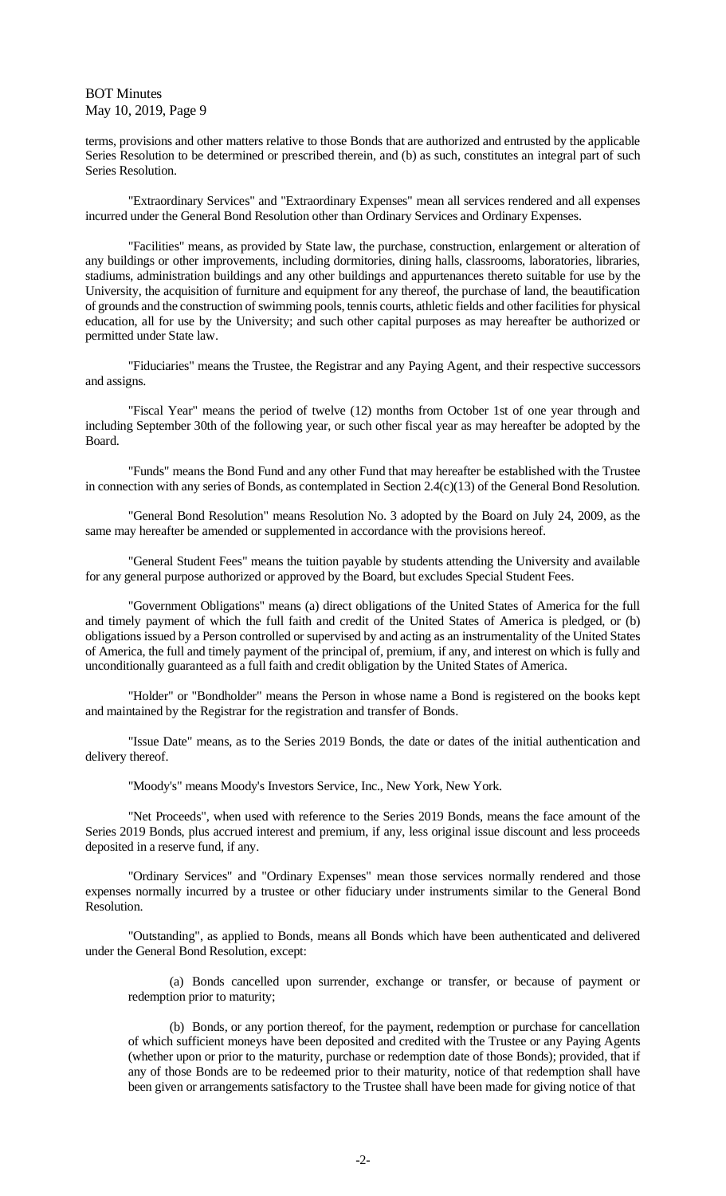terms, provisions and other matters relative to those Bonds that are authorized and entrusted by the applicable Series Resolution to be determined or prescribed therein, and (b) as such, constitutes an integral part of such Series Resolution.

"Extraordinary Services" and "Extraordinary Expenses" mean all services rendered and all expenses incurred under the General Bond Resolution other than Ordinary Services and Ordinary Expenses.

"Facilities" means, as provided by State law, the purchase, construction, enlargement or alteration of any buildings or other improvements, including dormitories, dining halls, classrooms, laboratories, libraries, stadiums, administration buildings and any other buildings and appurtenances thereto suitable for use by the University, the acquisition of furniture and equipment for any thereof, the purchase of land, the beautification of grounds and the construction of swimming pools, tennis courts, athletic fields and other facilities for physical education, all for use by the University; and such other capital purposes as may hereafter be authorized or permitted under State law.

"Fiduciaries" means the Trustee, the Registrar and any Paying Agent, and their respective successors and assigns.

"Fiscal Year" means the period of twelve (12) months from October 1st of one year through and including September 30th of the following year, or such other fiscal year as may hereafter be adopted by the Board.

"Funds" means the Bond Fund and any other Fund that may hereafter be established with the Trustee in connection with any series of Bonds, as contemplated in Section 2.4(c)(13) of the General Bond Resolution.

"General Bond Resolution" means Resolution No. 3 adopted by the Board on July 24, 2009, as the same may hereafter be amended or supplemented in accordance with the provisions hereof.

"General Student Fees" means the tuition payable by students attending the University and available for any general purpose authorized or approved by the Board, but excludes Special Student Fees.

"Government Obligations" means (a) direct obligations of the United States of America for the full and timely payment of which the full faith and credit of the United States of America is pledged, or (b) obligations issued by a Person controlled or supervised by and acting as an instrumentality of the United States of America, the full and timely payment of the principal of, premium, if any, and interest on which is fully and unconditionally guaranteed as a full faith and credit obligation by the United States of America.

"Holder" or "Bondholder" means the Person in whose name a Bond is registered on the books kept and maintained by the Registrar for the registration and transfer of Bonds.

"Issue Date" means, as to the Series 2019 Bonds, the date or dates of the initial authentication and delivery thereof.

"Moody's" means Moody's Investors Service, Inc., New York, New York.

"Net Proceeds", when used with reference to the Series 2019 Bonds, means the face amount of the Series 2019 Bonds, plus accrued interest and premium, if any, less original issue discount and less proceeds deposited in a reserve fund, if any.

"Ordinary Services" and "Ordinary Expenses" mean those services normally rendered and those expenses normally incurred by a trustee or other fiduciary under instruments similar to the General Bond Resolution.

"Outstanding", as applied to Bonds, means all Bonds which have been authenticated and delivered under the General Bond Resolution, except:

(a) Bonds cancelled upon surrender, exchange or transfer, or because of payment or redemption prior to maturity;

(b) Bonds, or any portion thereof, for the payment, redemption or purchase for cancellation of which sufficient moneys have been deposited and credited with the Trustee or any Paying Agents (whether upon or prior to the maturity, purchase or redemption date of those Bonds); provided, that if any of those Bonds are to be redeemed prior to their maturity, notice of that redemption shall have been given or arrangements satisfactory to the Trustee shall have been made for giving notice of that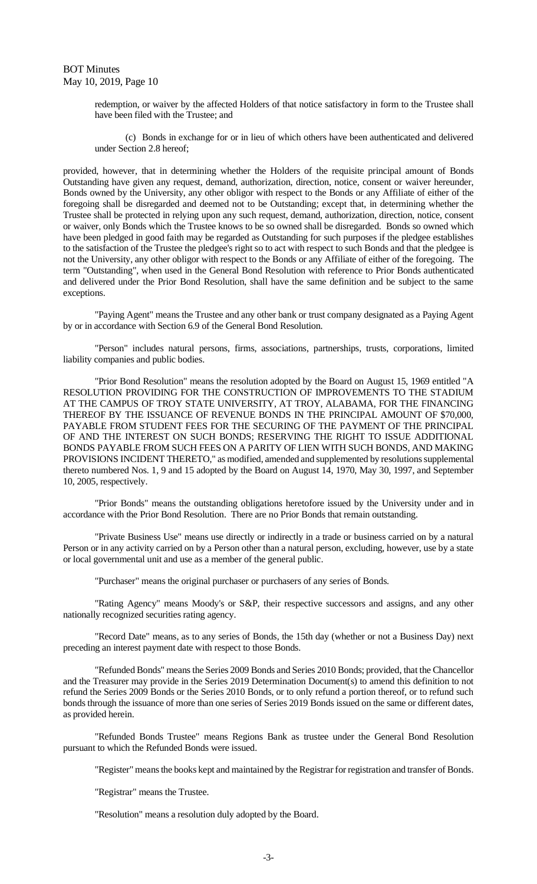redemption, or waiver by the affected Holders of that notice satisfactory in form to the Trustee shall have been filed with the Trustee; and

(c) Bonds in exchange for or in lieu of which others have been authenticated and delivered under Section 2.8 hereof;

provided, however, that in determining whether the Holders of the requisite principal amount of Bonds Outstanding have given any request, demand, authorization, direction, notice, consent or waiver hereunder, Bonds owned by the University, any other obligor with respect to the Bonds or any Affiliate of either of the foregoing shall be disregarded and deemed not to be Outstanding; except that, in determining whether the Trustee shall be protected in relying upon any such request, demand, authorization, direction, notice, consent or waiver, only Bonds which the Trustee knows to be so owned shall be disregarded. Bonds so owned which have been pledged in good faith may be regarded as Outstanding for such purposes if the pledgee establishes to the satisfaction of the Trustee the pledgee's right so to act with respect to such Bonds and that the pledgee is not the University, any other obligor with respect to the Bonds or any Affiliate of either of the foregoing. The term "Outstanding", when used in the General Bond Resolution with reference to Prior Bonds authenticated and delivered under the Prior Bond Resolution, shall have the same definition and be subject to the same exceptions.

"Paying Agent" means the Trustee and any other bank or trust company designated as a Paying Agent by or in accordance with Section 6.9 of the General Bond Resolution.

"Person" includes natural persons, firms, associations, partnerships, trusts, corporations, limited liability companies and public bodies.

"Prior Bond Resolution" means the resolution adopted by the Board on August 15, 1969 entitled "A RESOLUTION PROVIDING FOR THE CONSTRUCTION OF IMPROVEMENTS TO THE STADIUM AT THE CAMPUS OF TROY STATE UNIVERSITY, AT TROY, ALABAMA, FOR THE FINANCING THEREOF BY THE ISSUANCE OF REVENUE BONDS IN THE PRINCIPAL AMOUNT OF $70,000, PAYABLE FROM STUDENT FEES FOR THE SECURING OF THE PAYMENT OF THE PRINCIPAL OF AND THE INTEREST ON SUCH BONDS; RESERVING THE RIGHT TO ISSUE ADDITIONAL BONDS PAYABLE FROM SUCH FEES ON A PARITY OF LIEN WITH SUCH BONDS, AND MAKING PROVISIONS INCIDENT THERETO," as modified, amended and supplemented by resolutions supplemental thereto numbered Nos. 1, 9 and 15 adopted by the Board on August 14, 1970, May 30, 1997, and September 10, 2005, respectively.

"Prior Bonds" means the outstanding obligations heretofore issued by the University under and in accordance with the Prior Bond Resolution. There are no Prior Bonds that remain outstanding.

"Private Business Use" means use directly or indirectly in a trade or business carried on by a natural Person or in any activity carried on by a Person other than a natural person, excluding, however, use by a state or local governmental unit and use as a member of the general public.

"Purchaser" means the original purchaser or purchasers of any series of Bonds.

"Rating Agency" means Moody's or S&P, their respective successors and assigns, and any other nationally recognized securities rating agency.

"Record Date" means, as to any series of Bonds, the 15th day (whether or not a Business Day) next preceding an interest payment date with respect to those Bonds.

"Refunded Bonds" means the Series 2009 Bonds and Series 2010 Bonds; provided, that the Chancellor and the Treasurer may provide in the Series 2019 Determination Document(s) to amend this definition to not refund the Series 2009 Bonds or the Series 2010 Bonds, or to only refund a portion thereof, or to refund such bonds through the issuance of more than one series of Series 2019 Bonds issued on the same or different dates, as provided herein.

"Refunded Bonds Trustee" means Regions Bank as trustee under the General Bond Resolution pursuant to which the Refunded Bonds were issued.

"Register" means the books kept and maintained by the Registrar for registration and transfer of Bonds.

"Registrar" means the Trustee.

"Resolution" means a resolution duly adopted by the Board.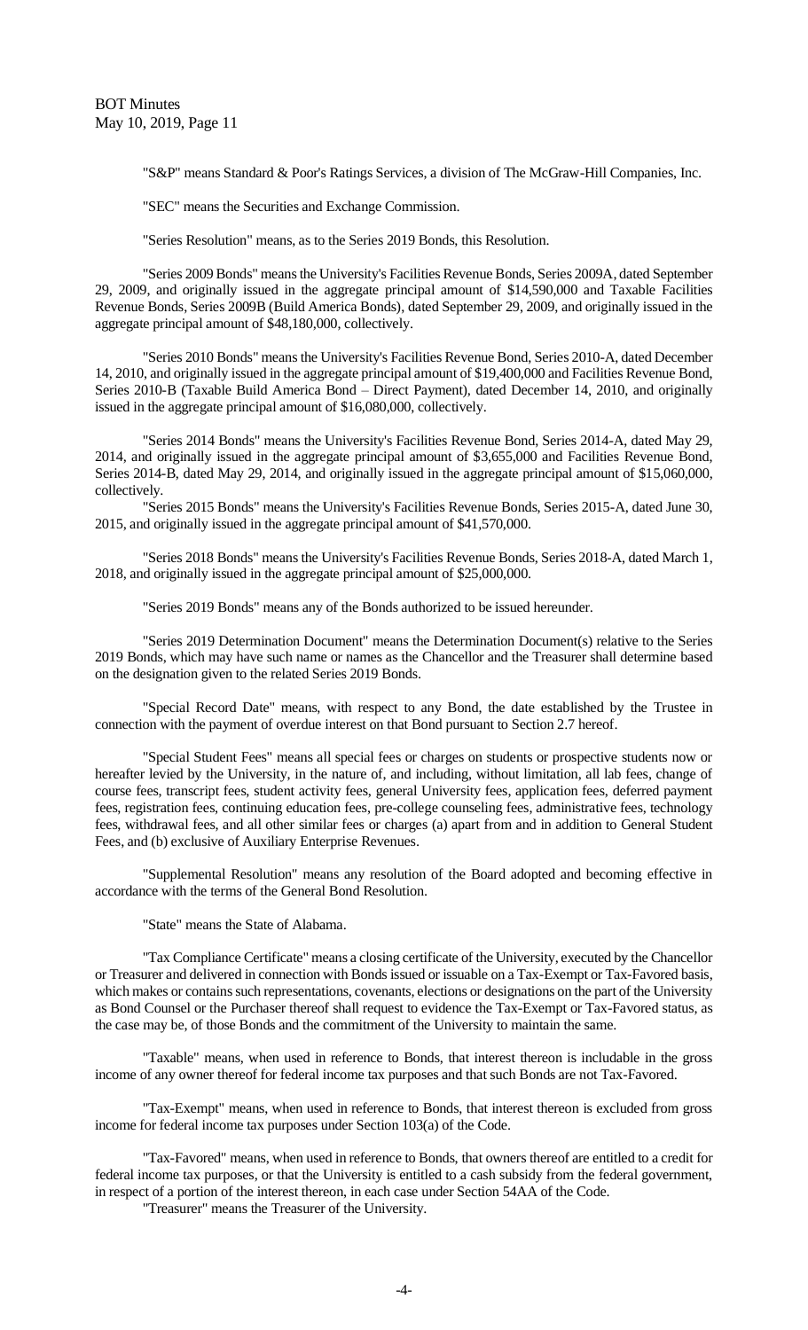"S&P" means Standard & Poor's Ratings Services, a division of The McGraw-Hill Companies, Inc.

"SEC" means the Securities and Exchange Commission.

"Series Resolution" means, as to the Series 2019 Bonds, this Resolution.

"Series 2009 Bonds" means the University's Facilities Revenue Bonds, Series 2009A, dated September 29, 2009, and originally issued in the aggregate principal amount of $14,590,000 and Taxable Facilities Revenue Bonds, Series 2009B (Build America Bonds), dated September 29, 2009, and originally issued in the aggregate principal amount of $48,180,000, collectively.

"Series 2010 Bonds" means the University's Facilities Revenue Bond, Series 2010-A, dated December 14, 2010, and originally issued in the aggregate principal amount of $19,400,000 and Facilities Revenue Bond, Series 2010-B (Taxable Build America Bond – Direct Payment), dated December 14, 2010, and originally issued in the aggregate principal amount of $16,080,000, collectively.

"Series 2014 Bonds" means the University's Facilities Revenue Bond, Series 2014-A, dated May 29, 2014, and originally issued in the aggregate principal amount of $3,655,000 and Facilities Revenue Bond, Series 2014-B, dated May 29, 2014, and originally issued in the aggregate principal amount of $15,060,000, collectively.

"Series 2015 Bonds" means the University's Facilities Revenue Bonds, Series 2015-A, dated June 30, 2015, and originally issued in the aggregate principal amount of $41,570,000.

"Series 2018 Bonds" means the University's Facilities Revenue Bonds, Series 2018-A, dated March 1, 2018, and originally issued in the aggregate principal amount of $25,000,000.

"Series 2019 Bonds" means any of the Bonds authorized to be issued hereunder.

"Series 2019 Determination Document" means the Determination Document(s) relative to the Series 2019 Bonds, which may have such name or names as the Chancellor and the Treasurer shall determine based on the designation given to the related Series 2019 Bonds.

"Special Record Date" means, with respect to any Bond, the date established by the Trustee in connection with the payment of overdue interest on that Bond pursuant to Section 2.7 hereof.

"Special Student Fees" means all special fees or charges on students or prospective students now or hereafter levied by the University, in the nature of, and including, without limitation, all lab fees, change of course fees, transcript fees, student activity fees, general University fees, application fees, deferred payment fees, registration fees, continuing education fees, pre-college counseling fees, administrative fees, technology fees, withdrawal fees, and all other similar fees or charges (a) apart from and in addition to General Student Fees, and (b) exclusive of Auxiliary Enterprise Revenues.

"Supplemental Resolution" means any resolution of the Board adopted and becoming effective in accordance with the terms of the General Bond Resolution.

"State" means the State of Alabama.

"Tax Compliance Certificate" means a closing certificate of the University, executed by the Chancellor or Treasurer and delivered in connection with Bonds issued or issuable on a Tax-Exempt or Tax-Favored basis, which makes or contains such representations, covenants, elections or designations on the part of the University as Bond Counsel or the Purchaser thereof shall request to evidence the Tax-Exempt or Tax-Favored status, as the case may be, of those Bonds and the commitment of the University to maintain the same.

"Taxable" means, when used in reference to Bonds, that interest thereon is includable in the gross income of any owner thereof for federal income tax purposes and that such Bonds are not Tax-Favored.

"Tax-Exempt" means, when used in reference to Bonds, that interest thereon is excluded from gross income for federal income tax purposes under Section 103(a) of the Code.

"Tax-Favored" means, when used in reference to Bonds, that owners thereof are entitled to a credit for federal income tax purposes, or that the University is entitled to a cash subsidy from the federal government, in respect of a portion of the interest thereon, in each case under Section 54AA of the Code.

"Treasurer" means the Treasurer of the University.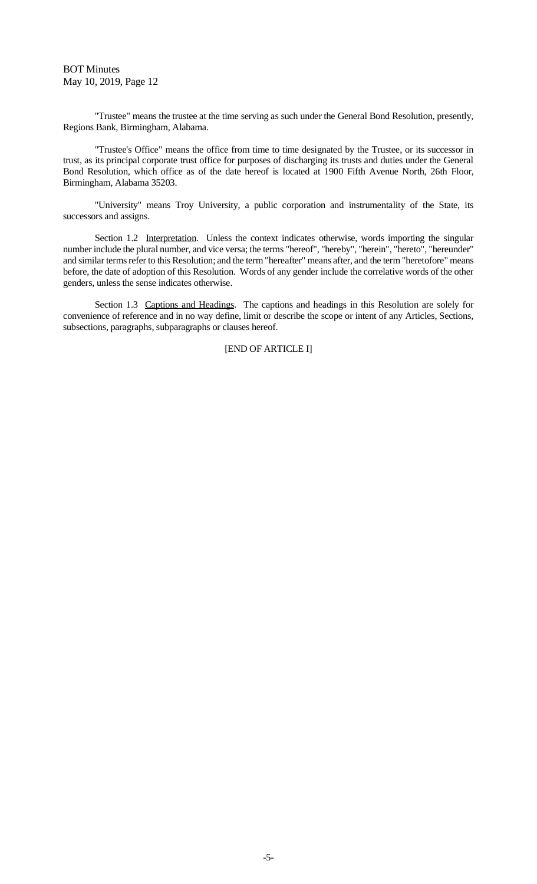"Trustee" means the trustee at the time serving as such under the General Bond Resolution, presently, Regions Bank, Birmingham, Alabama.

"Trustee's Office" means the office from time to time designated by the Trustee, or its successor in trust, as its principal corporate trust office for purposes of discharging its trusts and duties under the General Bond Resolution, which office as of the date hereof is located at 1900 Fifth Avenue North, 26th Floor, Birmingham, Alabama 35203.

"University" means Troy University, a public corporation and instrumentality of the State, its successors and assigns.

Section 1.2 Interpretation. Unless the context indicates otherwise, words importing the singular number include the plural number, and vice versa; the terms "hereof", "hereby", "herein", "hereto", "hereunder" and similar terms refer to this Resolution; and the term "hereafter" means after, and the term "heretofore" means before, the date of adoption of this Resolution. Words of any gender include the correlative words of the other genders, unless the sense indicates otherwise.

Section 1.3 Captions and Headings. The captions and headings in this Resolution are solely for convenience of reference and in no way define, limit or describe the scope or intent of any Articles, Sections, subsections, paragraphs, subparagraphs or clauses hereof.

[END OF ARTICLE I]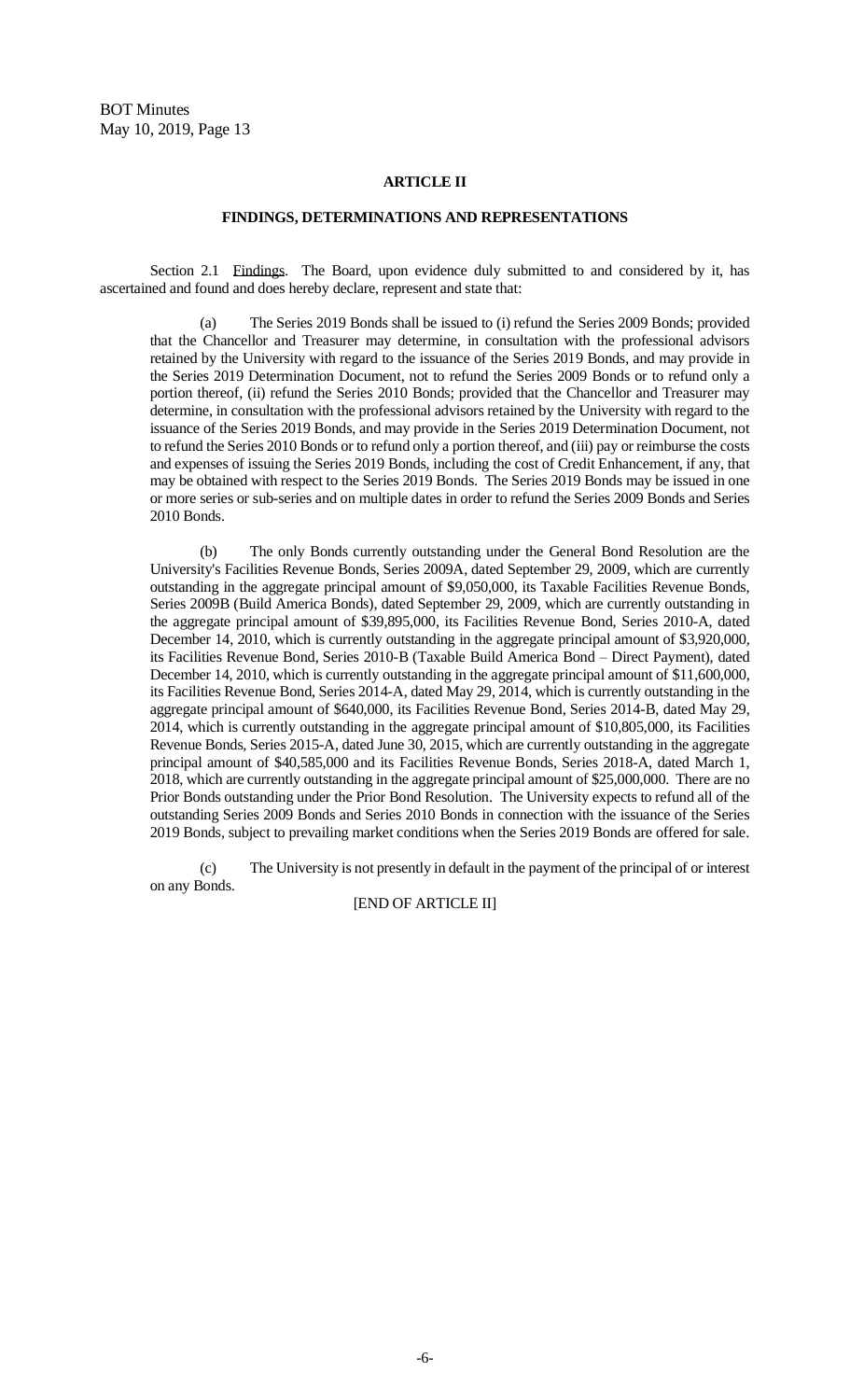## ARTICLE II

### FINDINGS, DETERMINATIONS AND REPRESENTATIONS

Section 2.1 Findings. The Board, upon evidence duly submitted to and considered by it, has ascertained and found and does hereby declare, represent and state that:

(a) The Series 2019 Bonds shall be issued to (i) refund the Series 2009 Bonds; provided that the Chancellor and Treasurer may determine, in consultation with the professional advisors retained by the University with regard to the issuance of the Series 2019 Bonds, and may provide in the Series 2019 Determination Document, not to refund the Series 2009 Bonds or to refund only a portion thereof, (ii) refund the Series 2010 Bonds; provided that the Chancellor and Treasurer may determine, in consultation with the professional advisors retained by the University with regard to the issuance of the Series 2019 Bonds, and may provide in the Series 2019 Determination Document, not to refund the Series 2010 Bonds or to refund only a portion thereof, and (iii) pay or reimburse the costs and expenses of issuing the Series 2019 Bonds, including the cost of Credit Enhancement, if any, that may be obtained with respect to the Series 2019 Bonds. The Series 2019 Bonds may be issued in one or more series or sub-series and on multiple dates in order to refund the Series 2009 Bonds and Series 2010 Bonds.

(b) The only Bonds currently outstanding under the General Bond Resolution are the University's Facilities Revenue Bonds, Series 2009A, dated September 29, 2009, which are currently outstanding in the aggregate principal amount of $9,050,000, its Taxable Facilities Revenue Bonds, Series 2009B (Build America Bonds), dated September 29, 2009, which are currently outstanding in the aggregate principal amount of $39,895,000, its Facilities Revenue Bond, Series 2010-A, dated December 14, 2010, which is currently outstanding in the aggregate principal amount of $3,920,000, its Facilities Revenue Bond, Series 2010-B (Taxable Build America Bond – Direct Payment), dated December 14, 2010, which is currently outstanding in the aggregate principal amount of $11,600,000, its Facilities Revenue Bond, Series 2014-A, dated May 29, 2014, which is currently outstanding in the aggregate principal amount of $640,000, its Facilities Revenue Bond, Series 2014-B, dated May 29, 2014, which is currently outstanding in the aggregate principal amount of $10,805,000, its Facilities Revenue Bonds, Series 2015-A, dated June 30, 2015, which are currently outstanding in the aggregate principal amount of $40,585,000 and its Facilities Revenue Bonds, Series 2018-A, dated March 1, 2018, which are currently outstanding in the aggregate principal amount of $25,000,000. There are no Prior Bonds outstanding under the Prior Bond Resolution. The University expects to refund all of the outstanding Series 2009 Bonds and Series 2010 Bonds in connection with the issuance of the Series 2019 Bonds, subject to prevailing market conditions when the Series 2019 Bonds are offered for sale.

(c) The University is not presently in default in the payment of the principal of or interest on any Bonds.

[END OF ARTICLE II]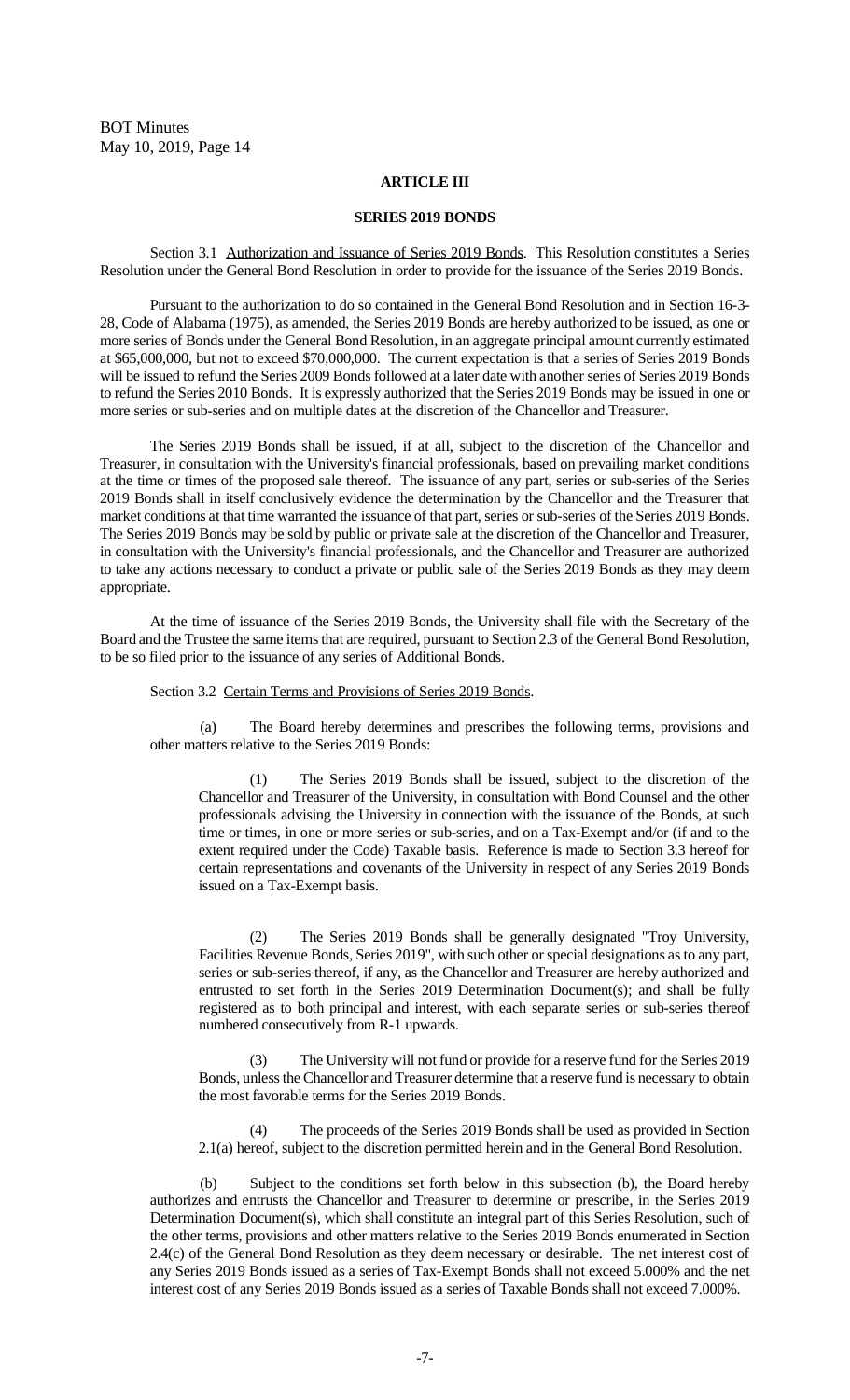## ARTICLE III

## SERIES 2019 BONDS

Section 3.1 Authorization and Issuance of Series 2019 Bonds. This Resolution constitutes a Series Resolution under the General Bond Resolution in order to provide for the issuance of the Series 2019 Bonds.

Pursuant to the authorization to do so contained in the General Bond Resolution and in Section 16-3-28, Code of Alabama (1975), as amended, the Series 2019 Bonds are hereby authorized to be issued, as one or more series of Bonds under the General Bond Resolution, in an aggregate principal amount currently estimated at $65,000,000, but not to exceed $70,000,000. The current expectation is that a series of Series 2019 Bonds will be issued to refund the Series 2009 Bonds followed at a later date with another series of Series 2019 Bonds to refund the Series 2010 Bonds. It is expressly authorized that the Series 2019 Bonds may be issued in one or more series or sub-series and on multiple dates at the discretion of the Chancellor and Treasurer.

The Series 2019 Bonds shall be issued, if at all, subject to the discretion of the Chancellor and Treasurer, in consultation with the University's financial professionals, based on prevailing market conditions at the time or times of the proposed sale thereof. The issuance of any part, series or sub-series of the Series 2019 Bonds shall in itself conclusively evidence the determination by the Chancellor and the Treasurer that market conditions at that time warranted the issuance of that part, series or sub-series of the Series 2019 Bonds. The Series 2019 Bonds may be sold by public or private sale at the discretion of the Chancellor and Treasurer, in consultation with the University's financial professionals, and the Chancellor and Treasurer are authorized to take any actions necessary to conduct a private or public sale of the Series 2019 Bonds as they may deem appropriate.

At the time of issuance of the Series 2019 Bonds, the University shall file with the Secretary of the Board and the Trustee the same items that are required, pursuant to Section 2.3 of the General Bond Resolution, to be so filed prior to the issuance of any series of Additional Bonds.

Section 3.2 Certain Terms and Provisions of Series 2019 Bonds.

(a) The Board hereby determines and prescribes the following terms, provisions and other matters relative to the Series 2019 Bonds:

(1) The Series 2019 Bonds shall be issued, subject to the discretion of the Chancellor and Treasurer of the University, in consultation with Bond Counsel and the other professionals advising the University in connection with the issuance of the Bonds, at such time or times, in one or more series or sub-series, and on a Tax-Exempt and/or (if and to the extent required under the Code) Taxable basis. Reference is made to Section 3.3 hereof for certain representations and covenants of the University in respect of any Series 2019 Bonds issued on a Tax-Exempt basis.

(2) The Series 2019 Bonds shall be generally designated "Troy University, Facilities Revenue Bonds, Series 2019", with such other or special designations as to any part, series or sub-series thereof, if any, as the Chancellor and Treasurer are hereby authorized and entrusted to set forth in the Series 2019 Determination Document(s); and shall be fully registered as to both principal and interest, with each separate series or sub-series thereof numbered consecutively from R-1 upwards.

(3) The University will not fund or provide for a reserve fund for the Series 2019 Bonds, unless the Chancellor and Treasurer determine that a reserve fund is necessary to obtain the most favorable terms for the Series 2019 Bonds.

(4) The proceeds of the Series 2019 Bonds shall be used as provided in Section 2.1(a) hereof, subject to the discretion permitted herein and in the General Bond Resolution.

(b) Subject to the conditions set forth below in this subsection (b), the Board hereby authorizes and entrusts the Chancellor and Treasurer to determine or prescribe, in the Series 2019 Determination Document(s), which shall constitute an integral part of this Series Resolution, such of the other terms, provisions and other matters relative to the Series 2019 Bonds enumerated in Section 2.4(c) of the General Bond Resolution as they deem necessary or desirable. The net interest cost of any Series 2019 Bonds issued as a series of Tax-Exempt Bonds shall not exceed 5.000% and the net interest cost of any Series 2019 Bonds issued as a series of Taxable Bonds shall not exceed 7.000%.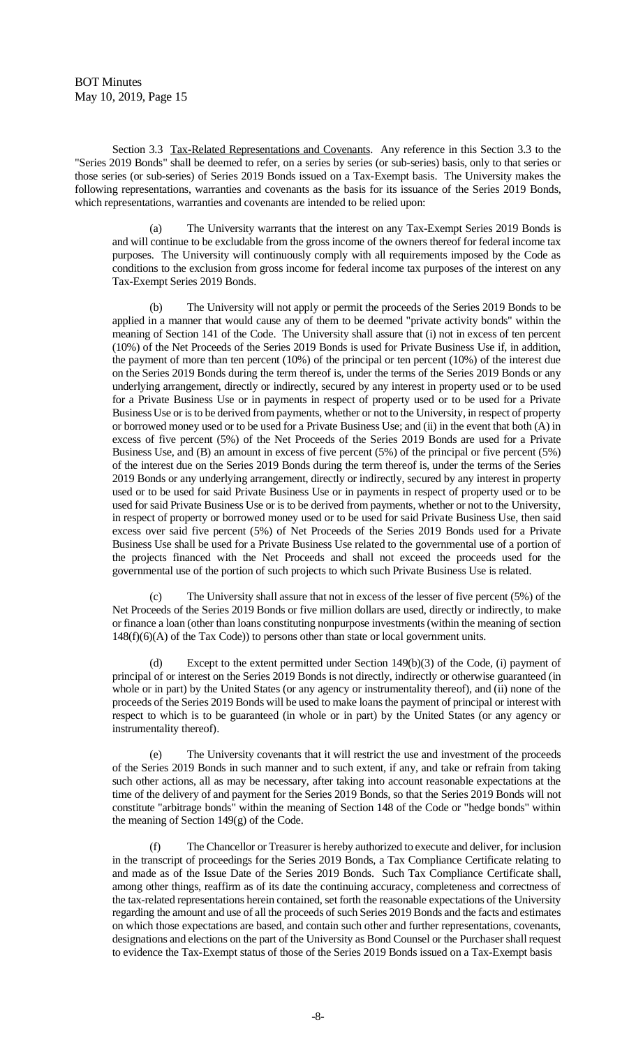Section 3.3 Tax-Related Representations and Covenants. Any reference in this Section 3.3 to the "Series 2019 Bonds" shall be deemed to refer, on a series by series (or sub-series) basis, only to that series or those series (or sub-series) of Series 2019 Bonds issued on a Tax-Exempt basis. The University makes the following representations, warranties and covenants as the basis for its issuance of the Series 2019 Bonds, which representations, warranties and covenants are intended to be relied upon:

(a) The University warrants that the interest on any Tax-Exempt Series 2019 Bonds is and will continue to be excludable from the gross income of the owners thereof for federal income tax purposes. The University will continuously comply with all requirements imposed by the Code as conditions to the exclusion from gross income for federal income tax purposes of the interest on any Tax-Exempt Series 2019 Bonds.

(b) The University will not apply or permit the proceeds of the Series 2019 Bonds to be applied in a manner that would cause any of them to be deemed "private activity bonds" within the meaning of Section 141 of the Code. The University shall assure that (i) not in excess of ten percent (10%) of the Net Proceeds of the Series 2019 Bonds is used for Private Business Use if, in addition, the payment of more than ten percent (10%) of the principal or ten percent (10%) of the interest due on the Series 2019 Bonds during the term thereof is, under the terms of the Series 2019 Bonds or any underlying arrangement, directly or indirectly, secured by any interest in property used or to be used for a Private Business Use or in payments in respect of property used or to be used for a Private Business Use or is to be derived from payments, whether or not to the University, in respect of property or borrowed money used or to be used for a Private Business Use; and (ii) in the event that both (A) in excess of five percent (5%) of the Net Proceeds of the Series 2019 Bonds are used for a Private Business Use, and (B) an amount in excess of five percent (5%) of the principal or five percent (5%) of the interest due on the Series 2019 Bonds during the term thereof is, under the terms of the Series 2019 Bonds or any underlying arrangement, directly or indirectly, secured by any interest in property used or to be used for said Private Business Use or in payments in respect of property used or to be used for said Private Business Use or is to be derived from payments, whether or not to the University, in respect of property or borrowed money used or to be used for said Private Business Use, then said excess over said five percent (5%) of Net Proceeds of the Series 2019 Bonds used for a Private Business Use shall be used for a Private Business Use related to the governmental use of a portion of the projects financed with the Net Proceeds and shall not exceed the proceeds used for the governmental use of the portion of such projects to which such Private Business Use is related.

(c) The University shall assure that not in excess of the lesser of five percent (5%) of the Net Proceeds of the Series 2019 Bonds or five million dollars are used, directly or indirectly, to make or finance a loan (other than loans constituting nonpurpose investments (within the meaning of section 148(f)(6)(A) of the Tax Code)) to persons other than state or local government units.

(d) Except to the extent permitted under Section 149(b)(3) of the Code, (i) payment of principal of or interest on the Series 2019 Bonds is not directly, indirectly or otherwise guaranteed (in whole or in part) by the United States (or any agency or instrumentality thereof), and (ii) none of the proceeds of the Series 2019 Bonds will be used to make loans the payment of principal or interest with respect to which is to be guaranteed (in whole or in part) by the United States (or any agency or instrumentality thereof).

(e) The University covenants that it will restrict the use and investment of the proceeds of the Series 2019 Bonds in such manner and to such extent, if any, and take or refrain from taking such other actions, all as may be necessary, after taking into account reasonable expectations at the time of the delivery of and payment for the Series 2019 Bonds, so that the Series 2019 Bonds will not constitute "arbitrage bonds" within the meaning of Section 148 of the Code or "hedge bonds" within the meaning of Section 149(g) of the Code.

(f) The Chancellor or Treasurer is hereby authorized to execute and deliver, for inclusion in the transcript of proceedings for the Series 2019 Bonds, a Tax Compliance Certificate relating to and made as of the Issue Date of the Series 2019 Bonds. Such Tax Compliance Certificate shall, among other things, reaffirm as of its date the continuing accuracy, completeness and correctness of the tax-related representations herein contained, set forth the reasonable expectations of the University regarding the amount and use of all the proceeds of such Series 2019 Bonds and the facts and estimates on which those expectations are based, and contain such other and further representations, covenants, designations and elections on the part of the University as Bond Counsel or the Purchaser shall request to evidence the Tax-Exempt status of those of the Series 2019 Bonds issued on a Tax-Exempt basis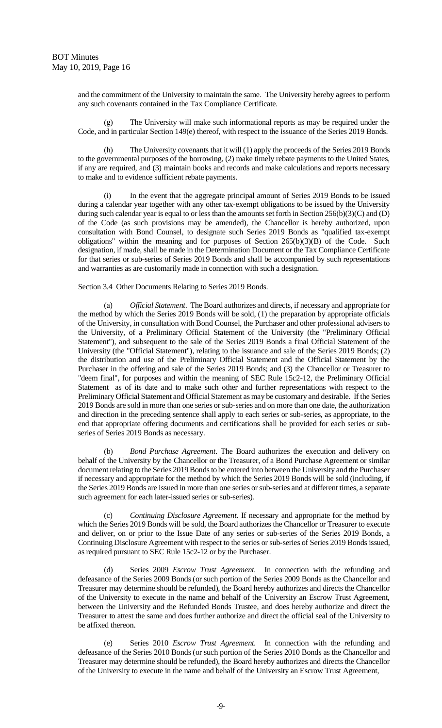and the commitment of the University to maintain the same. The University hereby agrees to perform any such covenants contained in the Tax Compliance Certificate.

(g) The University will make such informational reports as may be required under the Code, and in particular Section 149(e) thereof, with respect to the issuance of the Series 2019 Bonds.

(h) The University covenants that it will (1) apply the proceeds of the Series 2019 Bonds to the governmental purposes of the borrowing, (2) make timely rebate payments to the United States, if any are required, and (3) maintain books and records and make calculations and reports necessary to make and to evidence sufficient rebate payments.

(i) In the event that the aggregate principal amount of Series 2019 Bonds to be issued during a calendar year together with any other tax-exempt obligations to be issued by the University during such calendar year is equal to or less than the amounts set forth in Section 256(b)(3)(C) and (D) of the Code (as such provisions may be amended), the Chancellor is hereby authorized, upon consultation with Bond Counsel, to designate such Series 2019 Bonds as "qualified tax-exempt obligations" within the meaning and for purposes of Section 265(b)(3)(B) of the Code. Such designation, if made, shall be made in the Determination Document or the Tax Compliance Certificate for that series or sub-series of Series 2019 Bonds and shall be accompanied by such representations and warranties as are customarily made in connection with such a designation.

Section 3.4 Other Documents Relating to Series 2019 Bonds.

(a) *Official Statement*. The Board authorizes and directs, if necessary and appropriate for the method by which the Series 2019 Bonds will be sold, (1) the preparation by appropriate officials of the University, in consultation with Bond Counsel, the Purchaser and other professional advisers to the University, of a Preliminary Official Statement of the University (the "Preliminary Official Statement"), and subsequent to the sale of the Series 2019 Bonds a final Official Statement of the University (the "Official Statement"), relating to the issuance and sale of the Series 2019 Bonds; (2) the distribution and use of the Preliminary Official Statement and the Official Statement by the Purchaser in the offering and sale of the Series 2019 Bonds; and (3) the Chancellor or Treasurer to "deem final", for purposes and within the meaning of SEC Rule 15c2-12, the Preliminary Official Statement as of its date and to make such other and further representations with respect to the Preliminary Official Statement and Official Statement as may be customary and desirable. If the Series 2019 Bonds are sold in more than one series or sub-series and on more than one date, the authorization and direction in the preceding sentence shall apply to each series or sub-series, as appropriate, to the end that appropriate offering documents and certifications shall be provided for each series or sub-series of Series 2019 Bonds as necessary.

(b) *Bond Purchase Agreement*. The Board authorizes the execution and delivery on behalf of the University by the Chancellor or the Treasurer, of a Bond Purchase Agreement or similar document relating to the Series 2019 Bonds to be entered into between the University and the Purchaser if necessary and appropriate for the method by which the Series 2019 Bonds will be sold (including, if the Series 2019 Bonds are issued in more than one series or sub-series and at different times, a separate such agreement for each later-issued series or sub-series).

(c) *Continuing Disclosure Agreement*. If necessary and appropriate for the method by which the Series 2019 Bonds will be sold, the Board authorizes the Chancellor or Treasurer to execute and deliver, on or prior to the Issue Date of any series or sub-series of the Series 2019 Bonds, a Continuing Disclosure Agreement with respect to the series or sub-series of Series 2019 Bonds issued, as required pursuant to SEC Rule 15c2-12 or by the Purchaser.

(d) Series 2009 *Escrow Trust Agreement.* In connection with the refunding and defeasance of the Series 2009 Bonds (or such portion of the Series 2009 Bonds as the Chancellor and Treasurer may determine should be refunded), the Board hereby authorizes and directs the Chancellor of the University to execute in the name and behalf of the University an Escrow Trust Agreement, between the University and the Refunded Bonds Trustee, and does hereby authorize and direct the Treasurer to attest the same and does further authorize and direct the official seal of the University to be affixed thereon.

(e) Series 2010 *Escrow Trust Agreement.* In connection with the refunding and defeasance of the Series 2010 Bonds (or such portion of the Series 2010 Bonds as the Chancellor and Treasurer may determine should be refunded), the Board hereby authorizes and directs the Chancellor of the University to execute in the name and behalf of the University an Escrow Trust Agreement,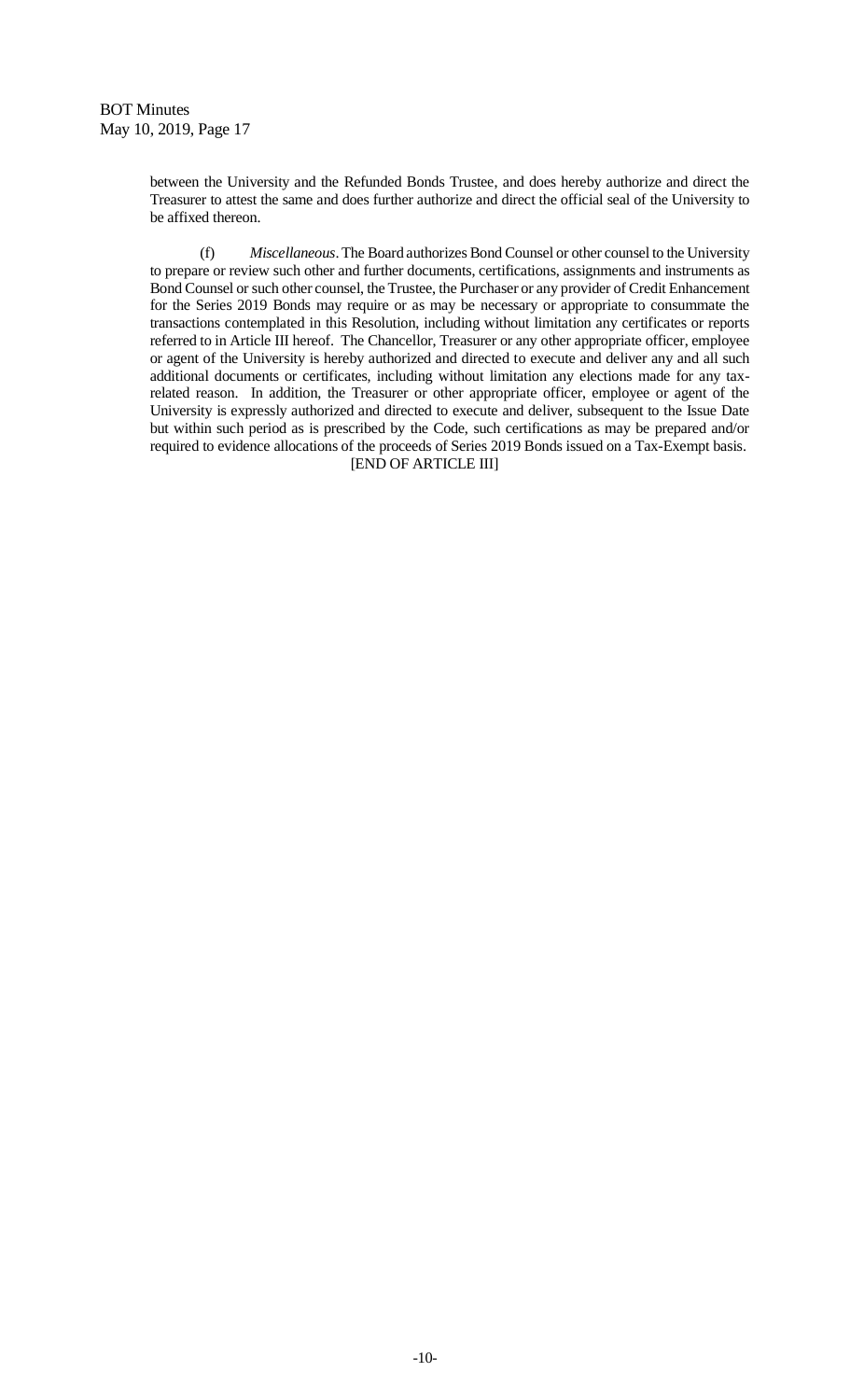between the University and the Refunded Bonds Trustee, and does hereby authorize and direct the Treasurer to attest the same and does further authorize and direct the official seal of the University to be affixed thereon.

(f) *Miscellaneous*. The Board authorizes Bond Counsel or other counsel to the University to prepare or review such other and further documents, certifications, assignments and instruments as Bond Counsel or such other counsel, the Trustee, the Purchaser or any provider of Credit Enhancement for the Series 2019 Bonds may require or as may be necessary or appropriate to consummate the transactions contemplated in this Resolution, including without limitation any certificates or reports referred to in Article III hereof. The Chancellor, Treasurer or any other appropriate officer, employee or agent of the University is hereby authorized and directed to execute and deliver any and all such additional documents or certificates, including without limitation any elections made for any tax-related reason. In addition, the Treasurer or other appropriate officer, employee or agent of the University is expressly authorized and directed to execute and deliver, subsequent to the Issue Date but within such period as is prescribed by the Code, such certifications as may be prepared and/or required to evidence allocations of the proceeds of Series 2019 Bonds issued on a Tax-Exempt basis.

[END OF ARTICLE III]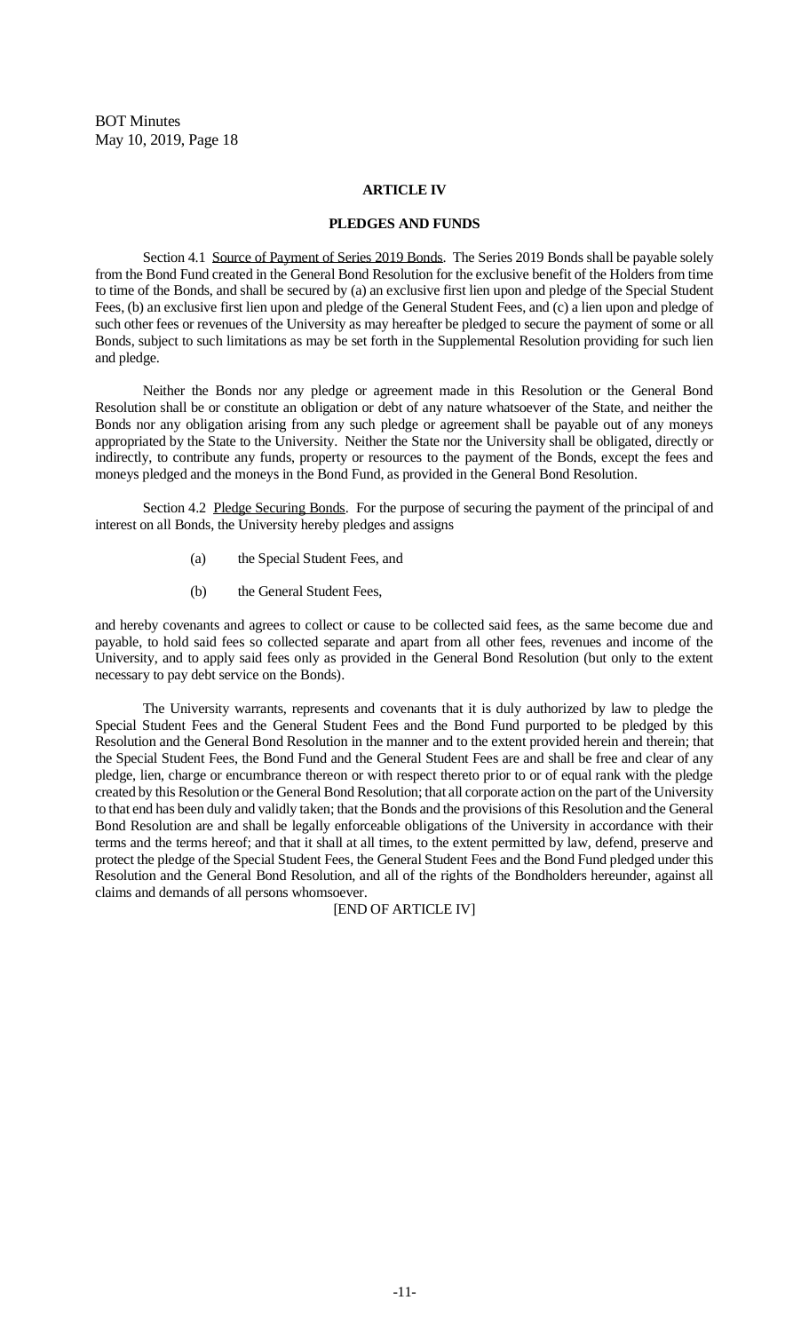## ARTICLE IV

## PLEDGES AND FUNDS

Section 4.1 Source of Payment of Series 2019 Bonds. The Series 2019 Bonds shall be payable solely from the Bond Fund created in the General Bond Resolution for the exclusive benefit of the Holders from time to time of the Bonds, and shall be secured by (a) an exclusive first lien upon and pledge of the Special Student Fees, (b) an exclusive first lien upon and pledge of the General Student Fees, and (c) a lien upon and pledge of such other fees or revenues of the University as may hereafter be pledged to secure the payment of some or all Bonds, subject to such limitations as may be set forth in the Supplemental Resolution providing for such lien and pledge.

Neither the Bonds nor any pledge or agreement made in this Resolution or the General Bond Resolution shall be or constitute an obligation or debt of any nature whatsoever of the State, and neither the Bonds nor any obligation arising from any such pledge or agreement shall be payable out of any moneys appropriated by the State to the University. Neither the State nor the University shall be obligated, directly or indirectly, to contribute any funds, property or resources to the payment of the Bonds, except the fees and moneys pledged and the moneys in the Bond Fund, as provided in the General Bond Resolution.

Section 4.2 Pledge Securing Bonds. For the purpose of securing the payment of the principal of and interest on all Bonds, the University hereby pledges and assigns

(a) the Special Student Fees, and

(b) the General Student Fees,

and hereby covenants and agrees to collect or cause to be collected said fees, as the same become due and payable, to hold said fees so collected separate and apart from all other fees, revenues and income of the University, and to apply said fees only as provided in the General Bond Resolution (but only to the extent necessary to pay debt service on the Bonds).

The University warrants, represents and covenants that it is duly authorized by law to pledge the Special Student Fees and the General Student Fees and the Bond Fund purported to be pledged by this Resolution and the General Bond Resolution in the manner and to the extent provided herein and therein; that the Special Student Fees, the Bond Fund and the General Student Fees are and shall be free and clear of any pledge, lien, charge or encumbrance thereon or with respect thereto prior to or of equal rank with the pledge created by this Resolution or the General Bond Resolution; that all corporate action on the part of the University to that end has been duly and validly taken; that the Bonds and the provisions of this Resolution and the General Bond Resolution are and shall be legally enforceable obligations of the University in accordance with their terms and the terms hereof; and that it shall at all times, to the extent permitted by law, defend, preserve and protect the pledge of the Special Student Fees, the General Student Fees and the Bond Fund pledged under this Resolution and the General Bond Resolution, and all of the rights of the Bondholders hereunder, against all claims and demands of all persons whomsoever.

[END OF ARTICLE IV]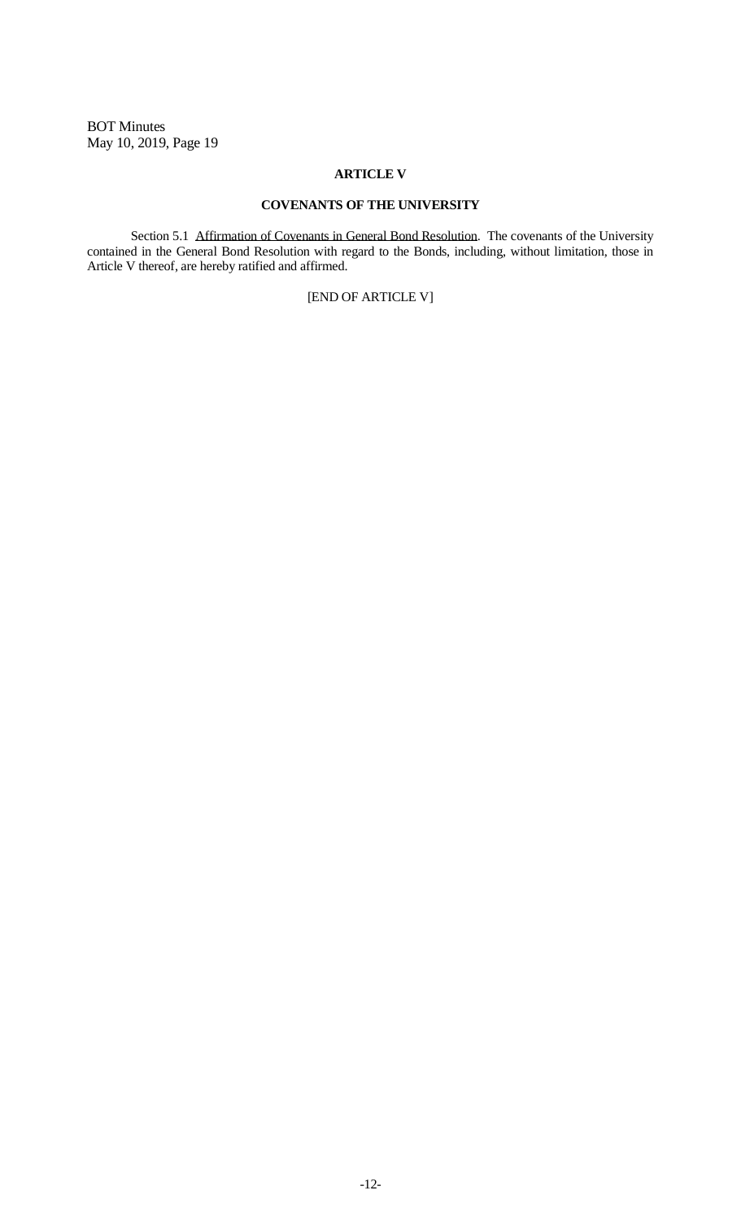## ARTICLE V

## COVENANTS OF THE UNIVERSITY

Section 5.1 Affirmation of Covenants in General Bond Resolution. The covenants of the University contained in the General Bond Resolution with regard to the Bonds, including, without limitation, those in Article V thereof, are hereby ratified and affirmed.

[END OF ARTICLE V]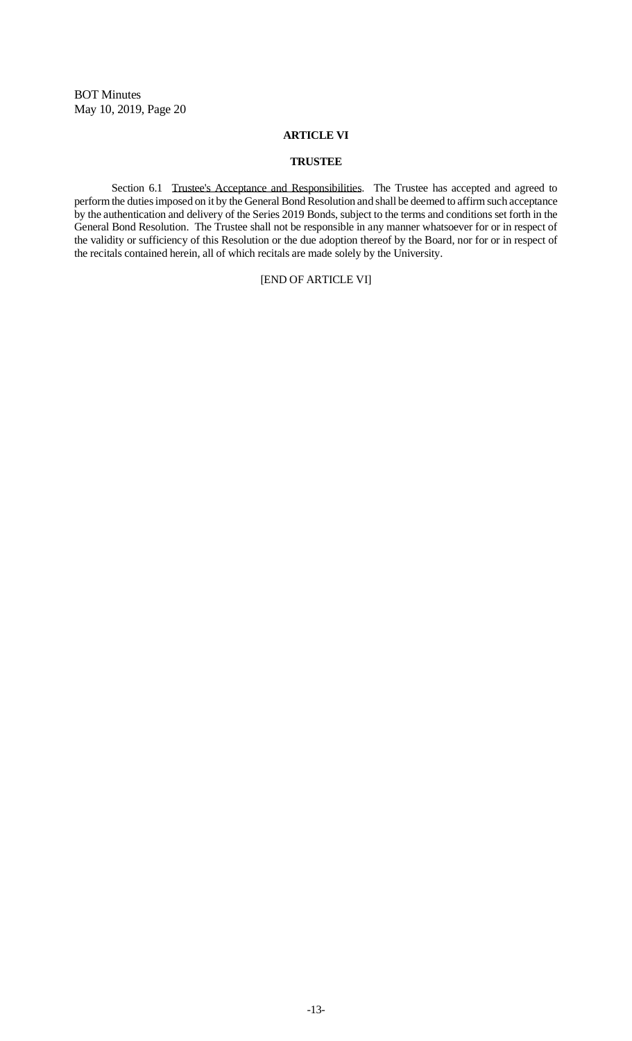## ARTICLE VI

## TRUSTEE

Section 6.1 Trustee's Acceptance and Responsibilities. The Trustee has accepted and agreed to perform the duties imposed on it by the General Bond Resolution and shall be deemed to affirm such acceptance by the authentication and delivery of the Series 2019 Bonds, subject to the terms and conditions set forth in the General Bond Resolution. The Trustee shall not be responsible in any manner whatsoever for or in respect of the validity or sufficiency of this Resolution or the due adoption thereof by the Board, nor for or in respect of the recitals contained herein, all of which recitals are made solely by the University.

[END OF ARTICLE VI]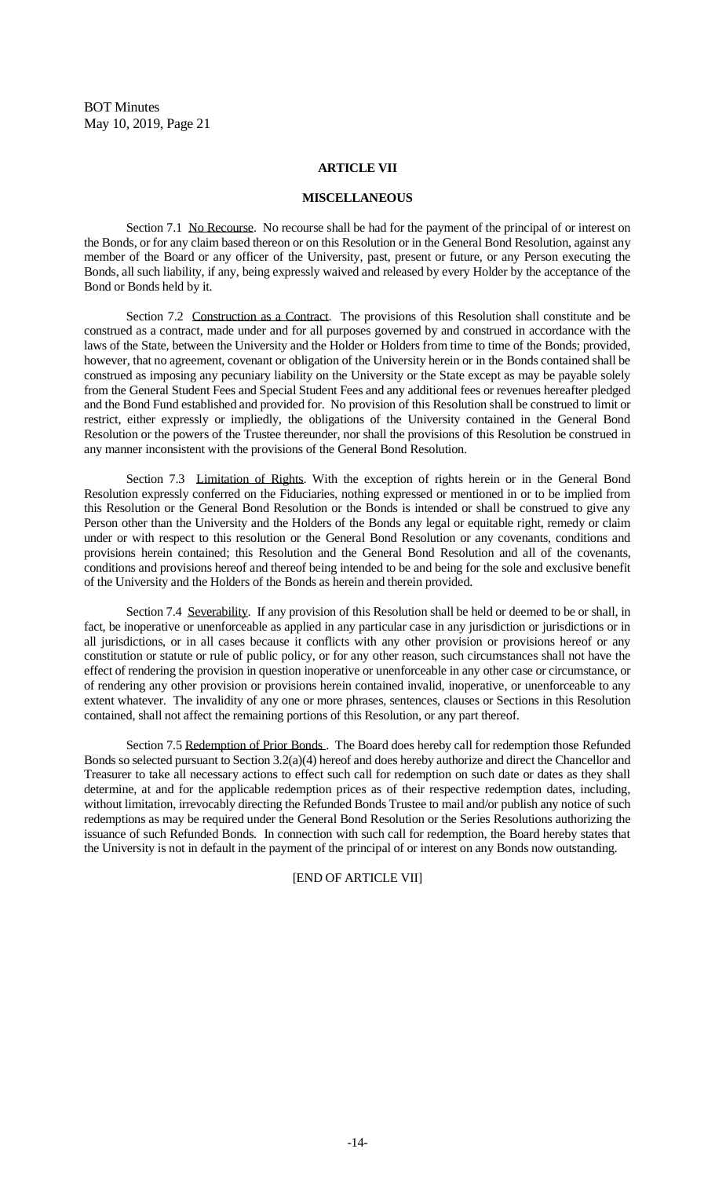## ARTICLE VII

## MISCELLANEOUS

Section 7.1 No Recourse. No recourse shall be had for the payment of the principal of or interest on the Bonds, or for any claim based thereon or on this Resolution or in the General Bond Resolution, against any member of the Board or any officer of the University, past, present or future, or any Person executing the Bonds, all such liability, if any, being expressly waived and released by every Holder by the acceptance of the Bond or Bonds held by it.

Section 7.2 Construction as a Contract. The provisions of this Resolution shall constitute and be construed as a contract, made under and for all purposes governed by and construed in accordance with the laws of the State, between the University and the Holder or Holders from time to time of the Bonds; provided, however, that no agreement, covenant or obligation of the University herein or in the Bonds contained shall be construed as imposing any pecuniary liability on the University or the State except as may be payable solely from the General Student Fees and Special Student Fees and any additional fees or revenues hereafter pledged and the Bond Fund established and provided for. No provision of this Resolution shall be construed to limit or restrict, either expressly or impliedly, the obligations of the University contained in the General Bond Resolution or the powers of the Trustee thereunder, nor shall the provisions of this Resolution be construed in any manner inconsistent with the provisions of the General Bond Resolution.

Section 7.3 Limitation of Rights. With the exception of rights herein or in the General Bond Resolution expressly conferred on the Fiduciaries, nothing expressed or mentioned in or to be implied from this Resolution or the General Bond Resolution or the Bonds is intended or shall be construed to give any Person other than the University and the Holders of the Bonds any legal or equitable right, remedy or claim under or with respect to this resolution or the General Bond Resolution or any covenants, conditions and provisions herein contained; this Resolution and the General Bond Resolution and all of the covenants, conditions and provisions hereof and thereof being intended to be and being for the sole and exclusive benefit of the University and the Holders of the Bonds as herein and therein provided.

Section 7.4 Severability. If any provision of this Resolution shall be held or deemed to be or shall, in fact, be inoperative or unenforceable as applied in any particular case in any jurisdiction or jurisdictions or in all jurisdictions, or in all cases because it conflicts with any other provision or provisions hereof or any constitution or statute or rule of public policy, or for any other reason, such circumstances shall not have the effect of rendering the provision in question inoperative or unenforceable in any other case or circumstance, or of rendering any other provision or provisions herein contained invalid, inoperative, or unenforceable to any extent whatever. The invalidity of any one or more phrases, sentences, clauses or Sections in this Resolution contained, shall not affect the remaining portions of this Resolution, or any part thereof.

Section 7.5 Redemption of Prior Bonds. The Board does hereby call for redemption those Refunded Bonds so selected pursuant to Section 3.2(a)(4) hereof and does hereby authorize and direct the Chancellor and Treasurer to take all necessary actions to effect such call for redemption on such date or dates as they shall determine, at and for the applicable redemption prices as of their respective redemption dates, including, without limitation, irrevocably directing the Refunded Bonds Trustee to mail and/or publish any notice of such redemptions as may be required under the General Bond Resolution or the Series Resolutions authorizing the issuance of such Refunded Bonds. In connection with such call for redemption, the Board hereby states that the University is not in default in the payment of the principal of or interest on any Bonds now outstanding.

[END OF ARTICLE VII]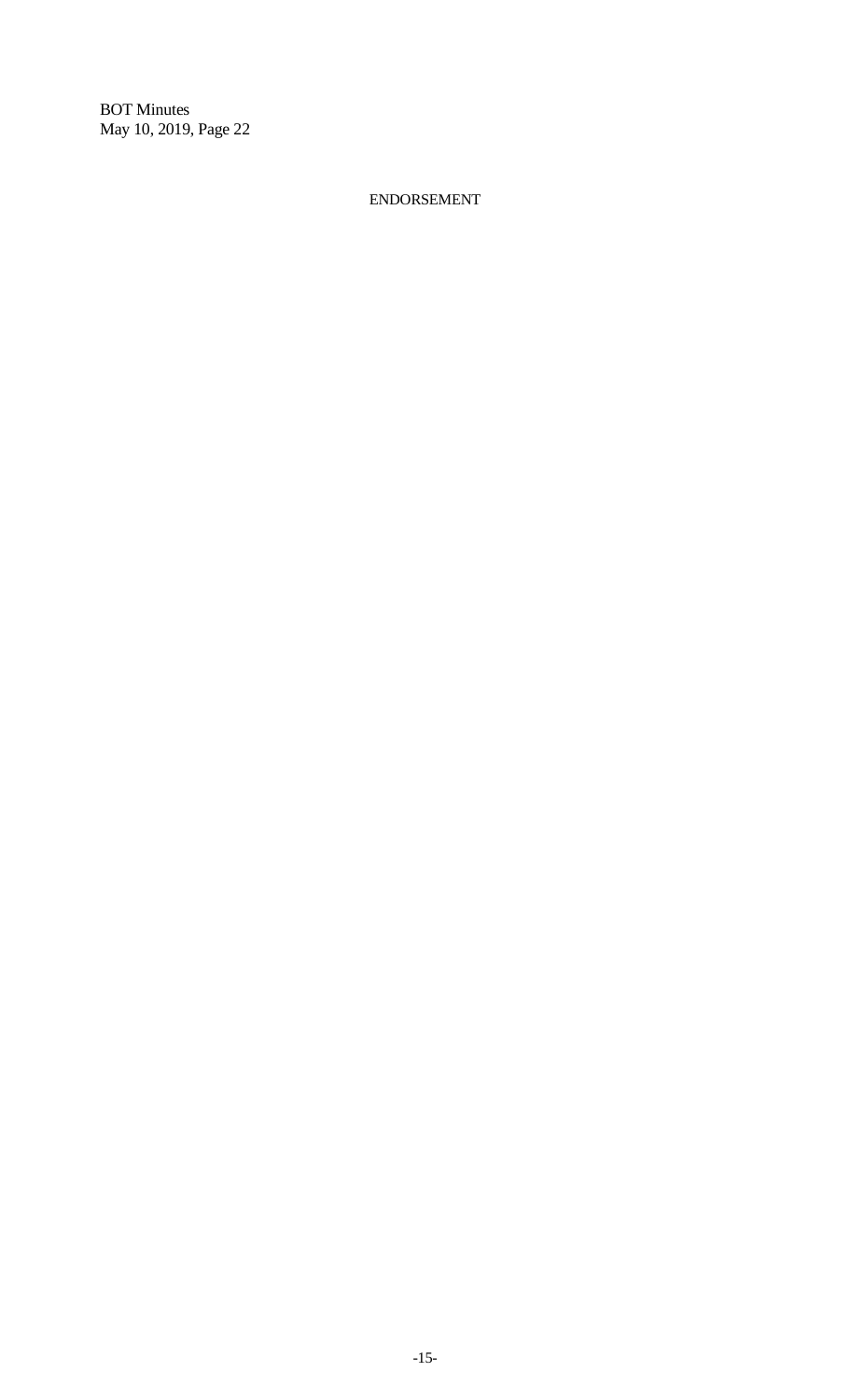ENDORSEMENT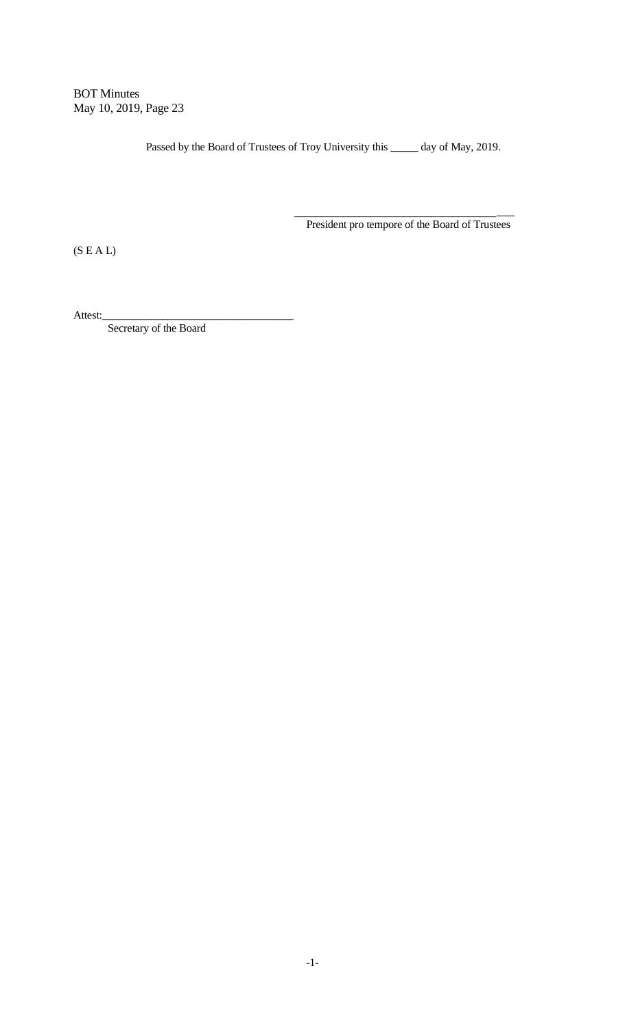Passed by the Board of Trustees of Troy University this _____ day of May, 2019.

_______________________________________
President pro tempore of the Board of Trustees

(S E A L)

Attest:___________________________________
Secretary of the Board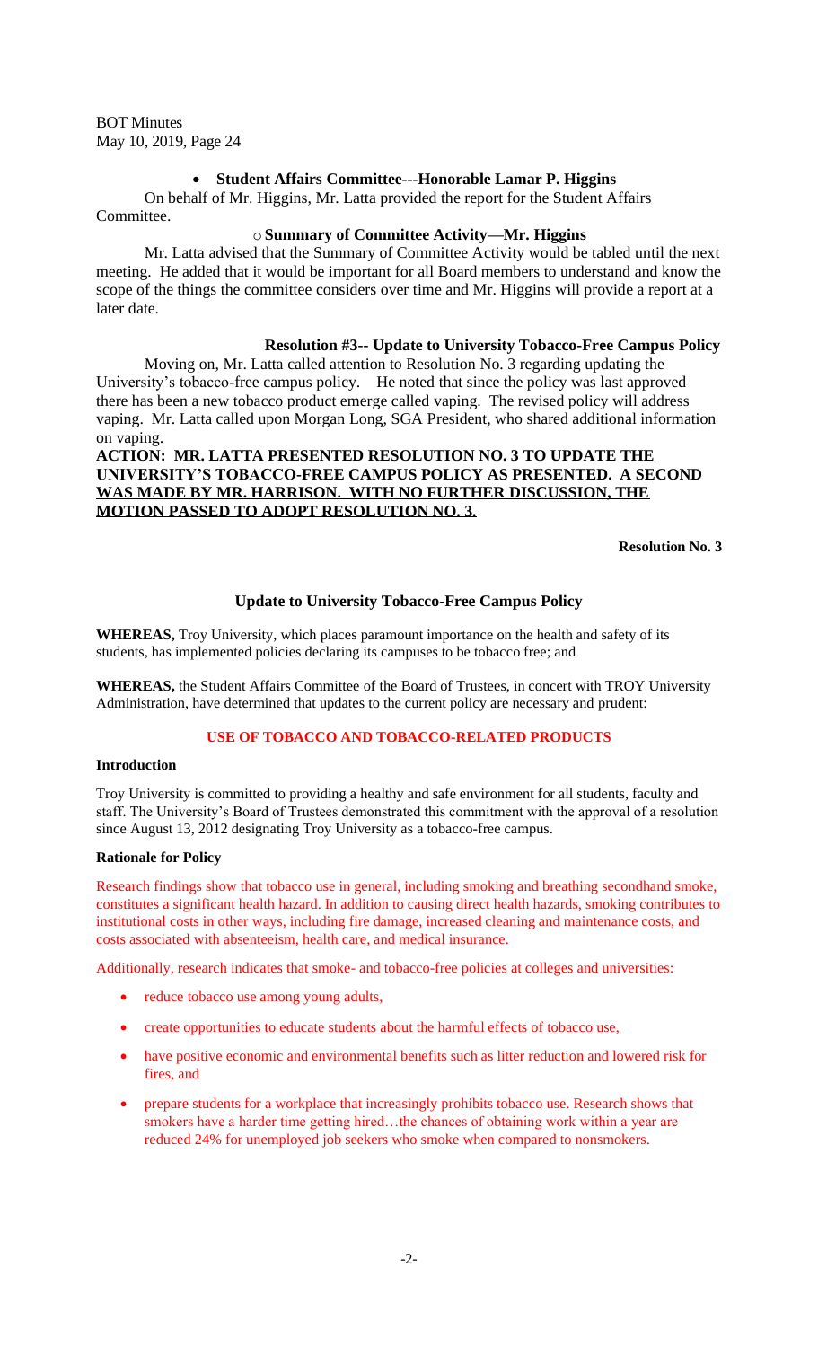- **Student Affairs Committee---Honorable Lamar P. Higgins**

On behalf of Mr. Higgins, Mr. Latta provided the report for the Student Affairs Committee.

- **Summary of Committee Activity—Mr. Higgins**

Mr. Latta advised that the Summary of Committee Activity would be tabled until the next meeting. He added that it would be important for all Board members to understand and know the scope of the things the committee considers over time and Mr. Higgins will provide a report at a later date.

**Resolution #3-- Update to University Tobacco-Free Campus Policy**

Moving on, Mr. Latta called attention to Resolution No. 3 regarding updating the University's tobacco-free campus policy. He noted that since the policy was last approved there has been a new tobacco product emerge called vaping. The revised policy will address vaping. Mr. Latta called upon Morgan Long, SGA President, who shared additional information on vaping.

**ACTION: MR. LATTA PRESENTED RESOLUTION NO. 3 TO UPDATE THE UNIVERSITY'S TOBACCO-FREE CAMPUS POLICY AS PRESENTED. A SECOND WAS MADE BY MR. HARRISON. WITH NO FURTHER DISCUSSION, THE MOTION PASSED TO ADOPT RESOLUTION NO. 3.**

**Resolution No. 3**

**Update to University Tobacco-Free Campus Policy**

**WHEREAS,** Troy University, which places paramount importance on the health and safety of its students, has implemented policies declaring its campuses to be tobacco free; and

**WHEREAS,** the Student Affairs Committee of the Board of Trustees, in concert with TROY University Administration, have determined that updates to the current policy are necessary and prudent:

**USE OF TOBACCO AND TOBACCO-RELATED PRODUCTS**

**Introduction**

Troy University is committed to providing a healthy and safe environment for all students, faculty and staff. The University's Board of Trustees demonstrated this commitment with the approval of a resolution since August 13, 2012 designating Troy University as a tobacco-free campus.

**Rationale for Policy**

Research findings show that tobacco use in general, including smoking and breathing secondhand smoke, constitutes a significant health hazard. In addition to causing direct health hazards, smoking contributes to institutional costs in other ways, including fire damage, increased cleaning and maintenance costs, and costs associated with absenteeism, health care, and medical insurance.

Additionally, research indicates that smoke- and tobacco-free policies at colleges and universities:

- reduce tobacco use among young adults,
- create opportunities to educate students about the harmful effects of tobacco use,
- have positive economic and environmental benefits such as litter reduction and lowered risk for fires, and
- prepare students for a workplace that increasingly prohibits tobacco use. Research shows that smokers have a harder time getting hired…the chances of obtaining work within a year are reduced 24% for unemployed job seekers who smoke when compared to nonsmokers.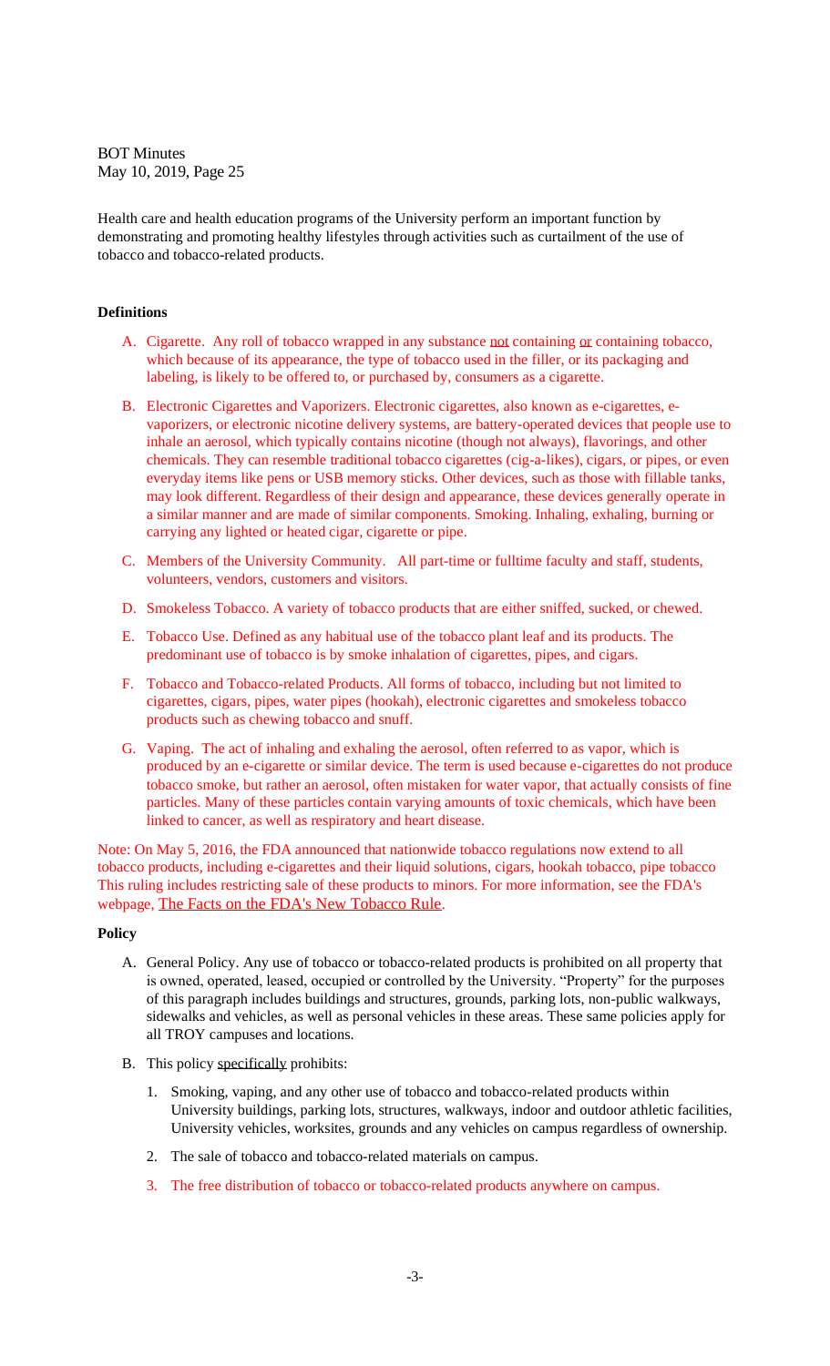Health care and health education programs of the University perform an important function by demonstrating and promoting healthy lifestyles through activities such as curtailment of the use of tobacco and tobacco-related products.

**Definitions**

A. Cigarette. Any roll of tobacco wrapped in any substance not containing or containing tobacco, which because of its appearance, the type of tobacco used in the filler, or its packaging and labeling, is likely to be offered to, or purchased by, consumers as a cigarette.

B. Electronic Cigarettes and Vaporizers. Electronic cigarettes, also known as e-cigarettes, e-vaporizers, or electronic nicotine delivery systems, are battery-operated devices that people use to inhale an aerosol, which typically contains nicotine (though not always), flavorings, and other chemicals. They can resemble traditional tobacco cigarettes (cig-a-likes), cigars, or pipes, or even everyday items like pens or USB memory sticks. Other devices, such as those with fillable tanks, may look different. Regardless of their design and appearance, these devices generally operate in a similar manner and are made of similar components. Smoking. Inhaling, exhaling, burning or carrying any lighted or heated cigar, cigarette or pipe.

C. Members of the University Community. All part-time or fulltime faculty and staff, students, volunteers, vendors, customers and visitors.

D. Smokeless Tobacco. A variety of tobacco products that are either sniffed, sucked, or chewed.

E. Tobacco Use. Defined as any habitual use of the tobacco plant leaf and its products. The predominant use of tobacco is by smoke inhalation of cigarettes, pipes, and cigars.

F. Tobacco and Tobacco-related Products. All forms of tobacco, including but not limited to cigarettes, cigars, pipes, water pipes (hookah), electronic cigarettes and smokeless tobacco products such as chewing tobacco and snuff.

G. Vaping. The act of inhaling and exhaling the aerosol, often referred to as vapor, which is produced by an e-cigarette or similar device. The term is used because e-cigarettes do not produce tobacco smoke, but rather an aerosol, often mistaken for water vapor, that actually consists of fine particles. Many of these particles contain varying amounts of toxic chemicals, which have been linked to cancer, as well as respiratory and heart disease.

Note: On May 5, 2016, the FDA announced that nationwide tobacco regulations now extend to all tobacco products, including e-cigarettes and their liquid solutions, cigars, hookah tobacco, pipe tobacco This ruling includes restricting sale of these products to minors. For more information, see the FDA's webpage, The Facts on the FDA's New Tobacco Rule.

**Policy**

A. General Policy. Any use of tobacco or tobacco-related products is prohibited on all property that is owned, operated, leased, occupied or controlled by the University. "Property" for the purposes of this paragraph includes buildings and structures, grounds, parking lots, non-public walkways, sidewalks and vehicles, as well as personal vehicles in these areas. These same policies apply for all TROY campuses and locations.

B. This policy specifically prohibits:

   1. Smoking, vaping, and any other use of tobacco and tobacco-related products within University buildings, parking lots, structures, walkways, indoor and outdoor athletic facilities, University vehicles, worksites, grounds and any vehicles on campus regardless of ownership.

   2. The sale of tobacco and tobacco-related materials on campus.

   3. The free distribution of tobacco or tobacco-related products anywhere on campus.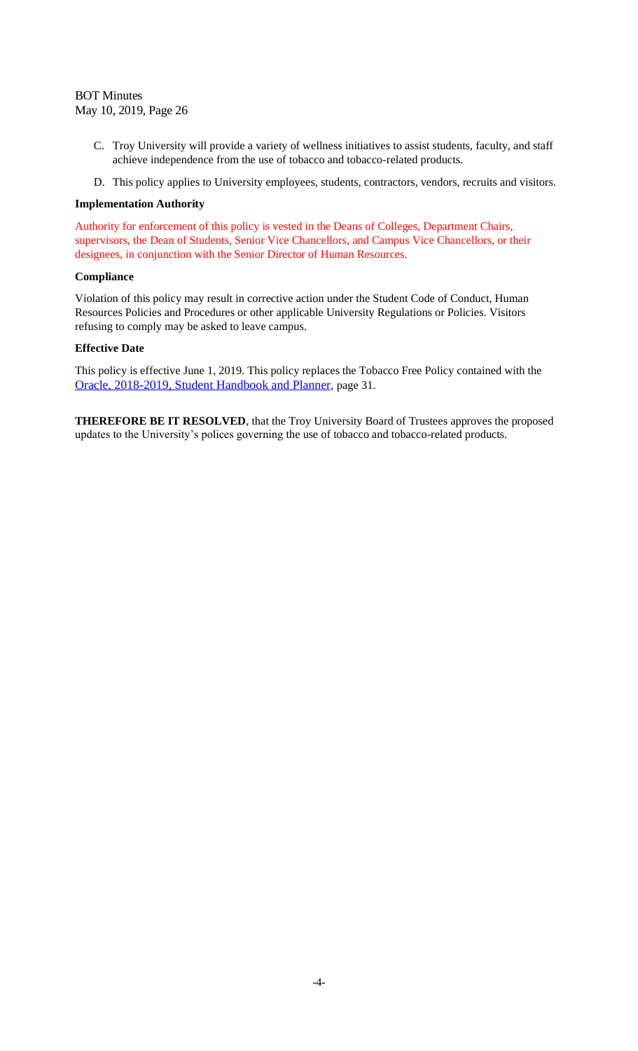C. Troy University will provide a variety of wellness initiatives to assist students, faculty, and staff achieve independence from the use of tobacco and tobacco-related products.

D. This policy applies to University employees, students, contractors, vendors, recruits and visitors.

**Implementation Authority**

Authority for enforcement of this policy is vested in the Deans of Colleges, Department Chairs, supervisors, the Dean of Students, Senior Vice Chancellors, and Campus Vice Chancellors, or their designees, in conjunction with the Senior Director of Human Resources.

**Compliance**

Violation of this policy may result in corrective action under the Student Code of Conduct, Human Resources Policies and Procedures or other applicable University Regulations or Policies. Visitors refusing to comply may be asked to leave campus.

**Effective Date**

This policy is effective June 1, 2019. This policy replaces the Tobacco Free Policy contained with the Oracle, 2018-2019, Student Handbook and Planner, page 31.

**THEREFORE BE IT RESOLVED**, that the Troy University Board of Trustees approves the proposed updates to the University's polices governing the use of tobacco and tobacco-related products.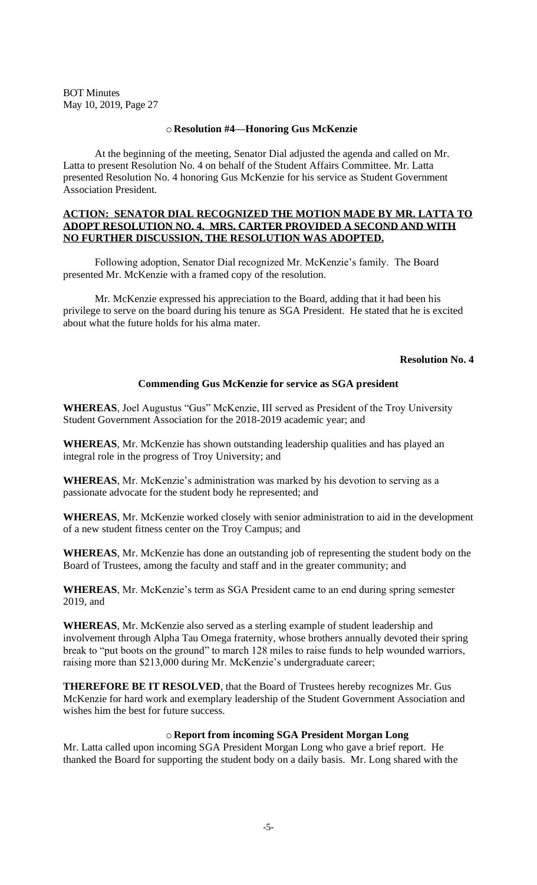- **Resolution #4—Honoring Gus McKenzie**

At the beginning of the meeting, Senator Dial adjusted the agenda and called on Mr. Latta to present Resolution No. 4 on behalf of the Student Affairs Committee. Mr. Latta presented Resolution No. 4 honoring Gus McKenzie for his service as Student Government Association President.

**ACTION: SENATOR DIAL RECOGNIZED THE MOTION MADE BY MR. LATTA TO ADOPT RESOLUTION NO. 4. MRS. CARTER PROVIDED A SECOND AND WITH NO FURTHER DISCUSSION, THE RESOLUTION WAS ADOPTED.**

Following adoption, Senator Dial recognized Mr. McKenzie's family. The Board presented Mr. McKenzie with a framed copy of the resolution.

Mr. McKenzie expressed his appreciation to the Board, adding that it had been his privilege to serve on the board during his tenure as SGA President. He stated that he is excited about what the future holds for his alma mater.

**Resolution No. 4**

**Commending Gus McKenzie for service as SGA president**

**WHEREAS**, Joel Augustus "Gus" McKenzie, III served as President of the Troy University Student Government Association for the 2018-2019 academic year; and

**WHEREAS**, Mr. McKenzie has shown outstanding leadership qualities and has played an integral role in the progress of Troy University; and

**WHEREAS**, Mr. McKenzie's administration was marked by his devotion to serving as a passionate advocate for the student body he represented; and

**WHEREAS**, Mr. McKenzie worked closely with senior administration to aid in the development of a new student fitness center on the Troy Campus; and

**WHEREAS**, Mr. McKenzie has done an outstanding job of representing the student body on the Board of Trustees, among the faculty and staff and in the greater community; and

**WHEREAS**, Mr. McKenzie's term as SGA President came to an end during spring semester 2019, and

**WHEREAS**, Mr. McKenzie also served as a sterling example of student leadership and involvement through Alpha Tau Omega fraternity, whose brothers annually devoted their spring break to "put boots on the ground" to march 128 miles to raise funds to help wounded warriors, raising more than $213,000 during Mr. McKenzie's undergraduate career;

**THEREFORE BE IT RESOLVED**, that the Board of Trustees hereby recognizes Mr. Gus McKenzie for hard work and exemplary leadership of the Student Government Association and wishes him the best for future success.

- **Report from incoming SGA President Morgan Long**

Mr. Latta called upon incoming SGA President Morgan Long who gave a brief report. He thanked the Board for supporting the student body on a daily basis. Mr. Long shared with the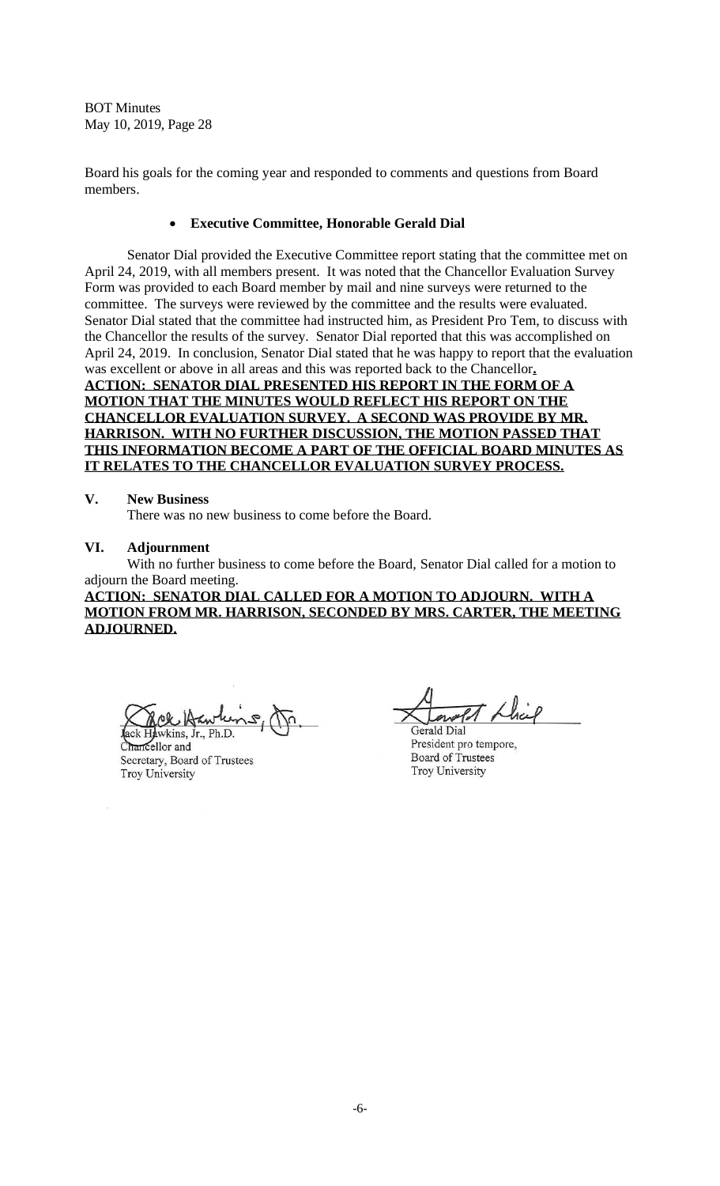Board his goals for the coming year and responded to comments and questions from Board members.

- **Executive Committee, Honorable Gerald Dial**

Senator Dial provided the Executive Committee report stating that the committee met on April 24, 2019, with all members present. It was noted that the Chancellor Evaluation Survey Form was provided to each Board member by mail and nine surveys were returned to the committee. The surveys were reviewed by the committee and the results were evaluated. Senator Dial stated that the committee had instructed him, as President Pro Tem, to discuss with the Chancellor the results of the survey. Senator Dial reported that this was accomplished on April 24, 2019. In conclusion, Senator Dial stated that he was happy to report that the evaluation was excellent or above in all areas and this was reported back to the Chancellor**.**

**ACTION: SENATOR DIAL PRESENTED HIS REPORT IN THE FORM OF A MOTION THAT THE MINUTES WOULD REFLECT HIS REPORT ON THE CHANCELLOR EVALUATION SURVEY. A SECOND WAS PROVIDE BY MR. HARRISON. WITH NO FURTHER DISCUSSION, THE MOTION PASSED THAT THIS INFORMATION BECOME A PART OF THE OFFICIAL BOARD MINUTES AS IT RELATES TO THE CHANCELLOR EVALUATION SURVEY PROCESS.**

## V. New Business

There was no new business to come before the Board.

## VI. Adjournment

With no further business to come before the Board, Senator Dial called for a motion to adjourn the Board meeting.

**ACTION: SENATOR DIAL CALLED FOR A MOTION TO ADJOURN. WITH A MOTION FROM MR. HARRISON, SECONDED BY MRS. CARTER, THE MEETING ADJOURNED.**

Jack Hawkins, Jr., Ph.D.
Chancellor and
Secretary, Board of Trustees
Troy University

Gerald Dial
President pro tempore,
Board of Trustees
Troy University